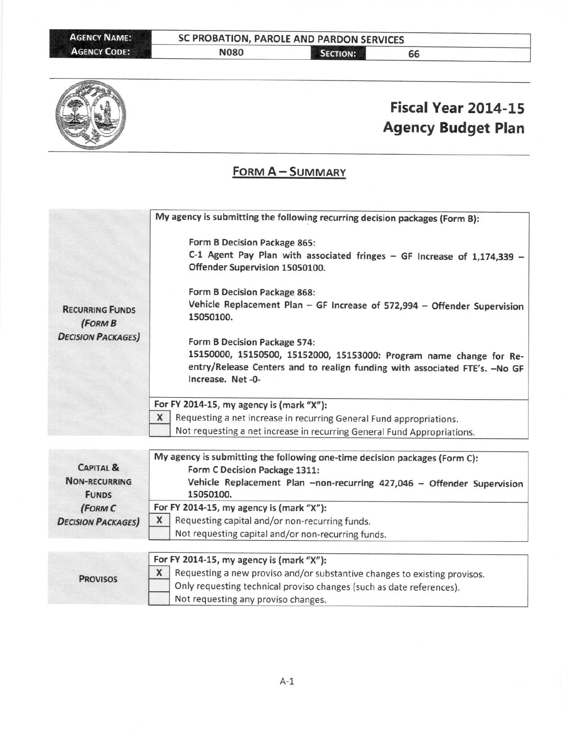| AGENCY NAME: | SC PROBATION, PAROLE AND PARDON SERVICES | | |
|---|---|---|---|
| AGENCY CODE: | N080 | SECTION: | 66 |

# Fiscal Year 2014-15 Agency Budget Plan

## FORM A – SUMMARY

| | |
|---|---|
| **RECURRING FUNDS (FORM B DECISION PACKAGES)** | My agency is submitting the following recurring decision packages (Form B):<br><br>Form B Decision Package 865:<br>C-1 Agent Pay Plan with associated fringes – GF Increase of 1,174,339 – Offender Supervision 15050100.<br><br>Form B Decision Package 868:<br>Vehicle Replacement Plan – GF Increase of 572,994 – Offender Supervision 15050100.<br><br>Form B Decision Package 574:<br>15150000, 15150500, 15152000, 15153000: Program name change for Re-entry/Release Centers and to realign funding with associated FTE's. –No GF Increase. Net -0- |
| | For FY 2014-15, my agency is (mark "X"):<br>[X] Requesting a net increase in recurring General Fund appropriations.<br>[ ] Not requesting a net increase in recurring General Fund Appropriations. |

| | |
|---|---|
| **CAPITAL & NON-RECURRING FUNDS (FORM C DECISION PACKAGES)** | My agency is submitting the following one-time decision packages (Form C):<br>Form C Decision Package 1311:<br>Vehicle Replacement Plan –non-recurring 427,046 – Offender Supervision 15050100. |
| | For FY 2014-15, my agency is (mark "X"):<br>[X] Requesting capital and/or non-recurring funds.<br>[ ] Not requesting capital and/or non-recurring funds. |

| | |
|---|---|
| **PROVISOS** | For FY 2014-15, my agency is (mark "X"):<br>[X] Requesting a new proviso and/or substantive changes to existing provisos.<br>[ ] Only requesting technical proviso changes (such as date references).<br>[ ] Not requesting any proviso changes. |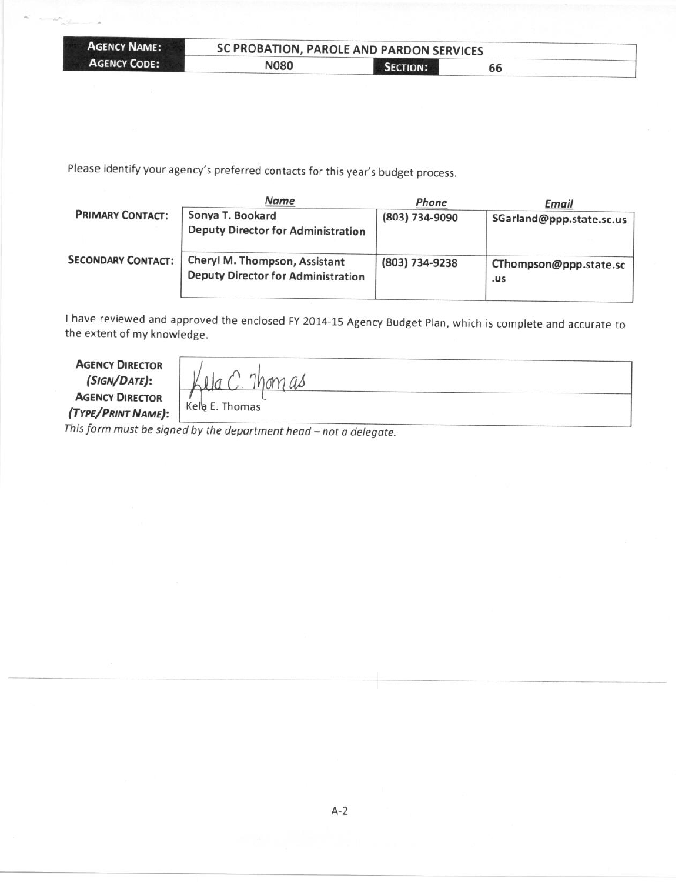| AGENCY NAME: | SC PROBATION, PAROLE AND PARDON SERVICES | | |
|---|---|---|---|
| AGENCY CODE: | N080 | SECTION: | 66 |

Please identify your agency's preferred contacts for this year's budget process.

| | *Name* | *Phone* | *Email* |
|---|---|---|---|
| **PRIMARY CONTACT:** | Sonya T. Bookard<br>Deputy Director for Administration | (803) 734-9090 | SGarland@ppp.state.sc.us |
| **SECONDARY CONTACT:** | Cheryl M. Thompson, Assistant Deputy Director for Administration | (803) 734-9238 | CThompson@ppp.state.sc.us |

I have reviewed and approved the enclosed FY 2014-15 Agency Budget Plan, which is complete and accurate to the extent of my knowledge.

| | |
|---|---|
| **AGENCY DIRECTOR (*SIGN/DATE*):** | Kela C. Thomas |
| **AGENCY DIRECTOR (*TYPE/PRINT NAME*):** | Kela E. Thomas |

*This form must be signed by the department head – not a delegate.*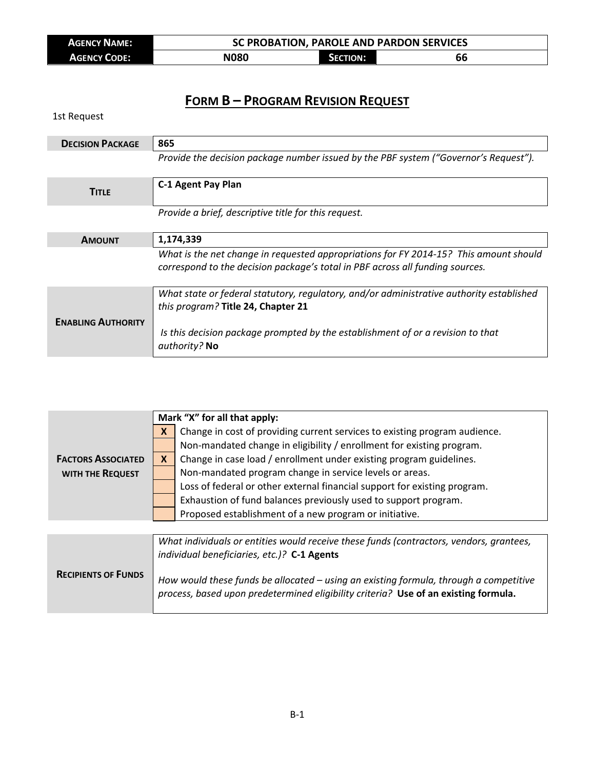| **AGENCY NAME:** | SC PROBATION, PAROLE AND PARDON SERVICES | | |
|---|---|---|---|
| **AGENCY CODE:** | N080 | **SECTION:** | 66 |

# FORM B – PROGRAM REVISION REQUEST

1st Request

| | |
|---|---|
| **DECISION PACKAGE** | **865** |
| | *Provide the decision package number issued by the PBF system ("Governor's Request").* |
| **TITLE** | **C-1 Agent Pay Plan** |
| | *Provide a brief, descriptive title for this request.* |
| **AMOUNT** | **1,174,339** |
| | *What is the net change in requested appropriations for FY 2014-15? This amount should correspond to the decision package's total in PBF across all funding sources.* |
| **ENABLING AUTHORITY** | *What state or federal statutory, regulatory, and/or administrative authority established this program?* **Title 24, Chapter 21**<br><br>*Is this decision package prompted by the establishment of or a revision to that authority?* **No** |

| **FACTORS ASSOCIATED WITH THE REQUEST** | **Mark "X" for all that apply:** | |
|---|---|---|
| | **X** | Change in cost of providing current services to existing program audience. |
| | | Non-mandated change in eligibility / enrollment for existing program. |
| | **X** | Change in case load / enrollment under existing program guidelines. |
| | | Non-mandated program change in service levels or areas. |
| | | Loss of federal or other external financial support for existing program. |
| | | Exhaustion of fund balances previously used to support program. |
| | | Proposed establishment of a new program or initiative. |

| | |
|---|---|
| **RECIPIENTS OF FUNDS** | *What individuals or entities would receive these funds (contractors, vendors, grantees, individual beneficiaries, etc.)?* **C-1 Agents**<br><br>*How would these funds be allocated – using an existing formula, through a competitive process, based upon predetermined eligibility criteria?* **Use of an existing formula.** |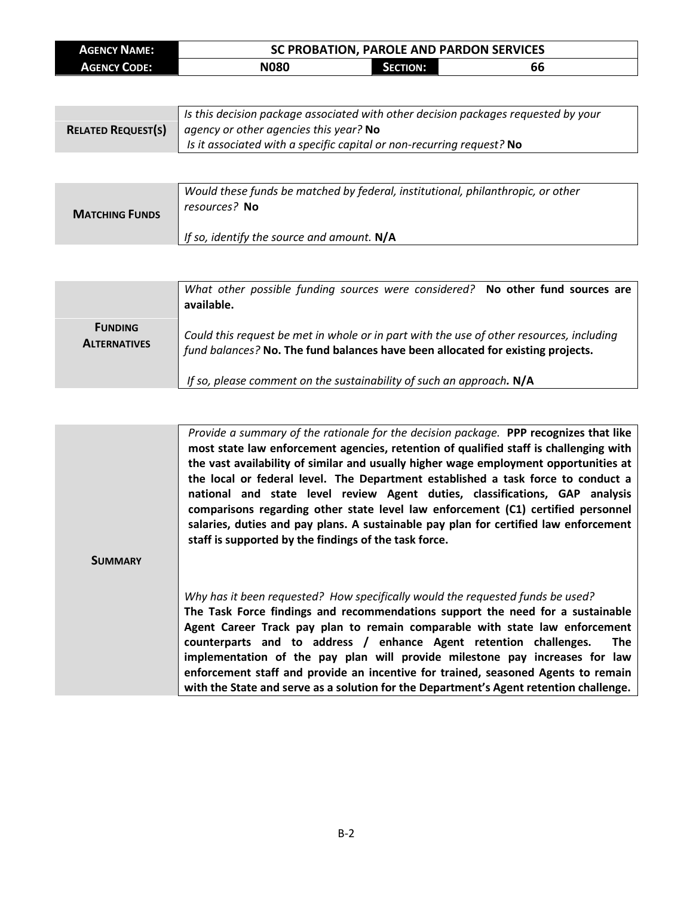| **AGENCY NAME:** | SC PROBATION, PAROLE AND PARDON SERVICES | | |
|---|---|---|---|
| **AGENCY CODE:** | N080 | **SECTION:** | 66 |

| | |
|---|---|
| **RELATED REQUEST(S)** | *Is this decision package associated with other decision packages requested by your agency or other agencies this year?* **No**<br>*Is it associated with a specific capital or non-recurring request?* **No** |

| | |
|---|---|
| **MATCHING FUNDS** | *Would these funds be matched by federal, institutional, philanthropic, or other resources?* **No**<br><br>*If so, identify the source and amount.* **N/A** |

| | |
|---|---|
| **FUNDING ALTERNATIVES** | *What other possible funding sources were considered?* **No other fund sources are available.**<br><br>*Could this request be met in whole or in part with the use of other resources, including fund balances?* **No. The fund balances have been allocated for existing projects.**<br><br>*If so, please comment on the sustainability of such an approach.* **N/A** |

| | |
|---|---|
| **SUMMARY** | *Provide a summary of the rationale for the decision package.* **PPP recognizes that like most state law enforcement agencies, retention of qualified staff is challenging with the vast availability of similar and usually higher wage employment opportunities at the local or federal level. The Department established a task force to conduct a national and state level review Agent duties, classifications, GAP analysis comparisons regarding other state level law enforcement (C1) certified personnel salaries, duties and pay plans. A sustainable pay plan for certified law enforcement staff is supported by the findings of the task force.**<br><br>*Why has it been requested? How specifically would the requested funds be used?* **The Task Force findings and recommendations support the need for a sustainable Agent Career Track pay plan to remain comparable with state law enforcement counterparts and to address / enhance Agent retention challenges. The implementation of the pay plan will provide milestone pay increases for law enforcement staff and provide an incentive for trained, seasoned Agents to remain with the State and serve as a solution for the Department's Agent retention challenge.** |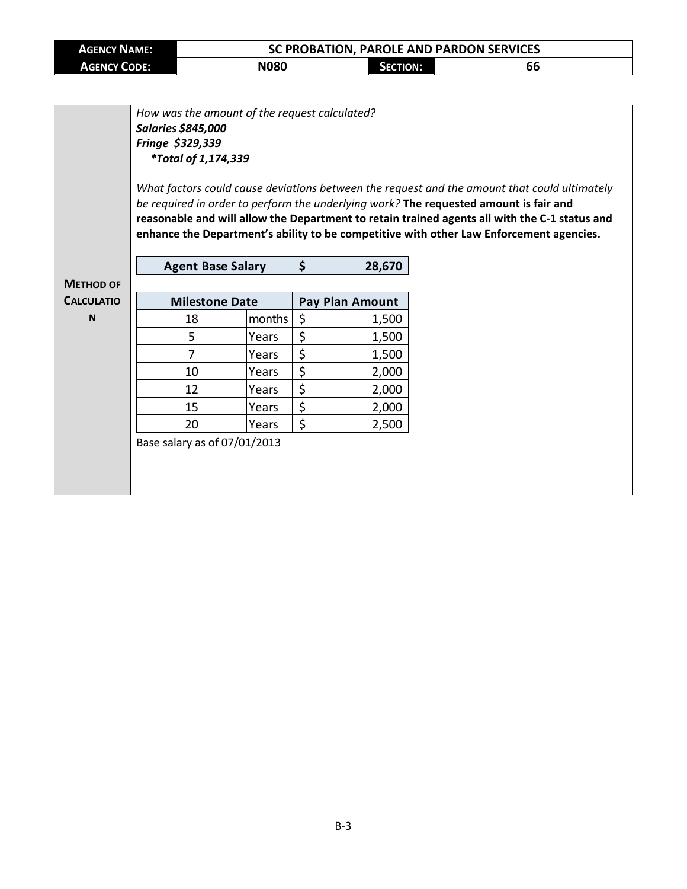| AGENCY NAME: | SC PROBATION, PAROLE AND PARDON SERVICES | | |
|---|---|---|---|
| AGENCY CODE: | N080 | SECTION: | 66 |

**METHOD OF CALCULATION**

*How was the amount of the request calculated?*
***Salaries $845,000***
***Fringe $329,339***
***\*Total of 1,174,339***

*What factors could cause deviations between the request and the amount that could ultimately be required in order to perform the underlying work?* **The requested amount is fair and reasonable and will allow the Department to retain trained agents all with the C-1 status and enhance the Department's ability to be competitive with other Law Enforcement agencies.**

| Agent Base Salary | $ 28,670 |
|---|---|

| Milestone Date | | Pay Plan Amount |
|---|---|---|
| 18 | months | $ 1,500 |
| 5 | Years | $ 1,500 |
| 7 | Years | $ 1,500 |
| 10 | Years | $ 2,000 |
| 12 | Years | $ 2,000 |
| 15 | Years | $ 2,000 |
| 20 | Years | $ 2,500 |

Base salary as of 07/01/2013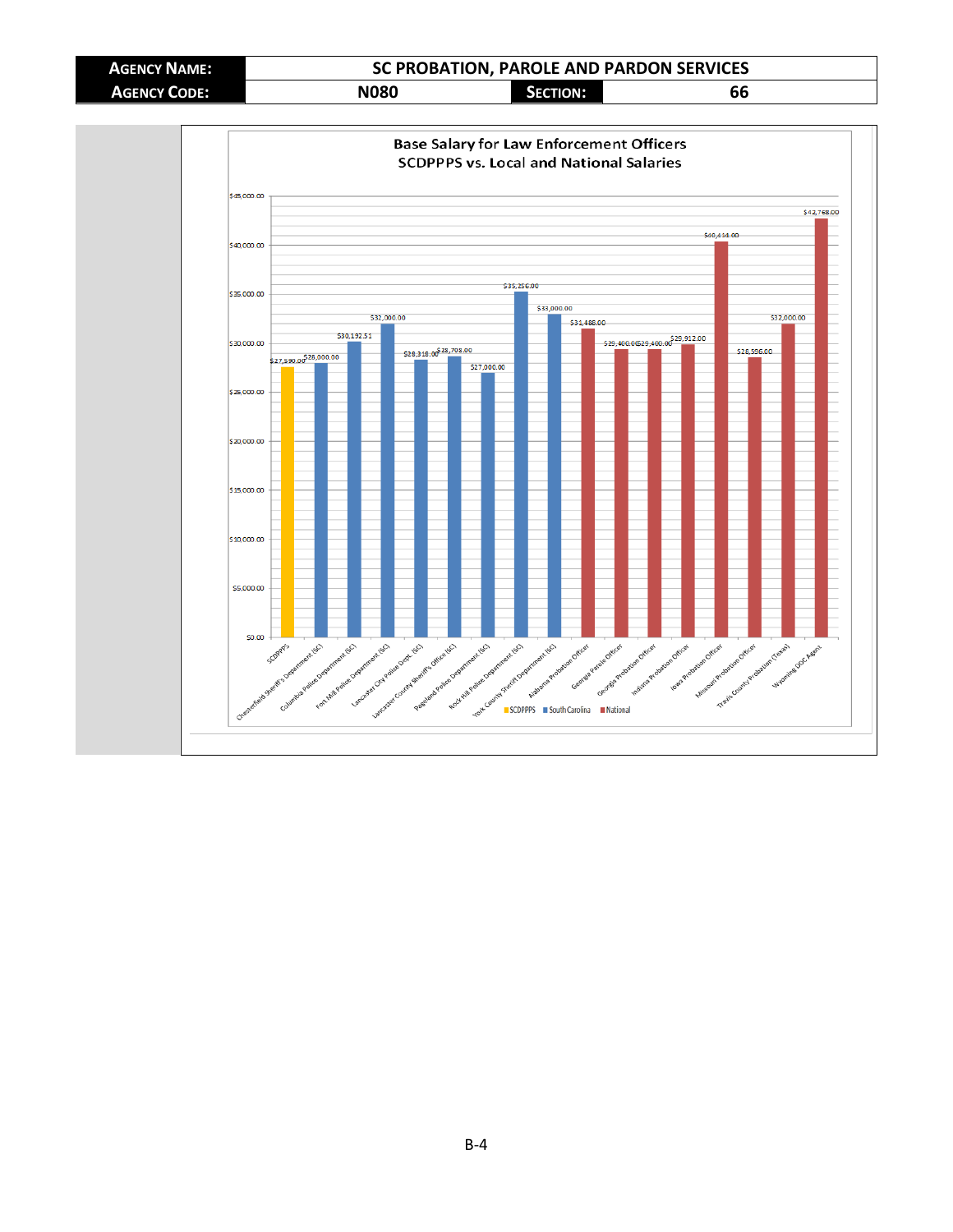| Agency Name: | SC PROBATION, PAROLE AND PARDON SERVICES | | |
| --- | --- | --- | --- |
| Agency Code: | N080 | Section: | 66 |

## Base Salary for Law Enforcement Officers SCDPPPS vs. Local and National Salaries

| Agency | Base Salary | Category |
| --- | --- | --- |
| SCDPPPS | $27,590.00 | SCDPPPS |
| Chesterfield Sheriff's Department (SC) | $28,000.00 | South Carolina |
| Columbia Police Department (SC) | $30,192.51 | South Carolina |
| Fort Mill Police Department (SC) | $32,000.00 | South Carolina |
| Lancaster City Police Dept. (SC) | $28,318.00 | South Carolina |
| Lancaster County Sheriff's Office (SC) | $28,708.00 | South Carolina |
| Pageland Police Department (SC) | $27,000.00 | South Carolina |
| Rock Hill Police Department (SC) | $35,256.00 | South Carolina |
| York County Sheriff Department (SC) | $33,000.00 | South Carolina |
| Alabama Probation Officer | $31,486.00 | National |
| Georgia Parole Officer | $29,400.00 | National |
| Georgia Probation Officer | $29,400.00 | National |
| Indiana Probation Officer | $29,912.00 | National |
| Iowa Probation Officer | $40,444.00 | National |
| Missouri Probation Officer | $28,596.00 | National |
| Travis County Probation (Texas) | $32,000.00 | National |
| Wyoming DOC Agents | $42,768.00 | National |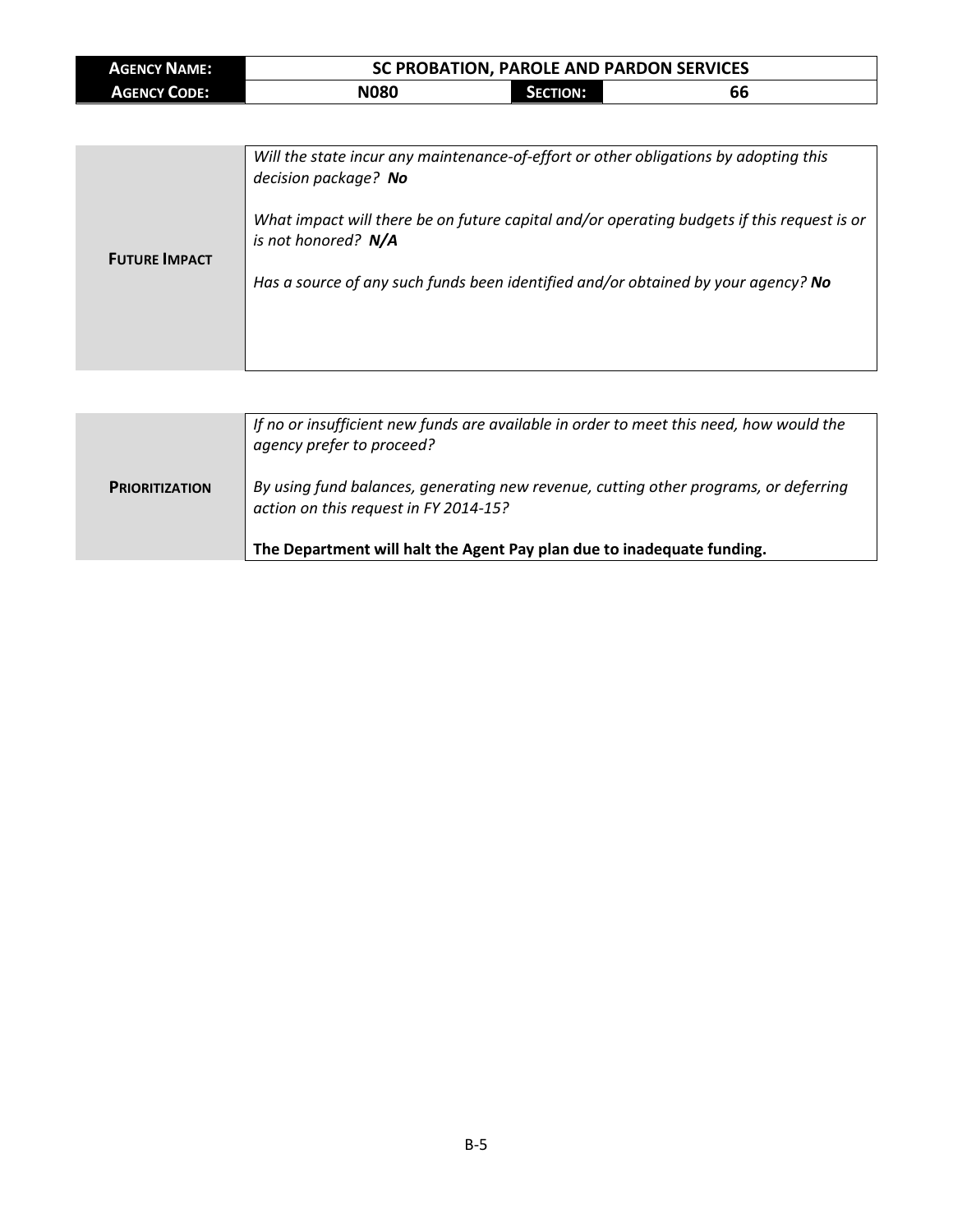| **AGENCY NAME:** | SC PROBATION, PAROLE AND PARDON SERVICES | | |
|---|---|---|---|
| **AGENCY CODE:** | N080 | **SECTION:** | 66 |

| | |
|---|---|
| **FUTURE IMPACT** | *Will the state incur any maintenance-of-effort or other obligations by adopting this decision package?* ***No***<br><br>*What impact will there be on future capital and/or operating budgets if this request is or is not honored?* ***N/A***<br><br>*Has a source of any such funds been identified and/or obtained by your agency?* ***No*** |

| | |
|---|---|
| **PRIORITIZATION** | *If no or insufficient new funds are available in order to meet this need, how would the agency prefer to proceed?*<br><br>*By using fund balances, generating new revenue, cutting other programs, or deferring action on this request in FY 2014-15?*<br><br>**The Department will halt the Agent Pay plan due to inadequate funding.** |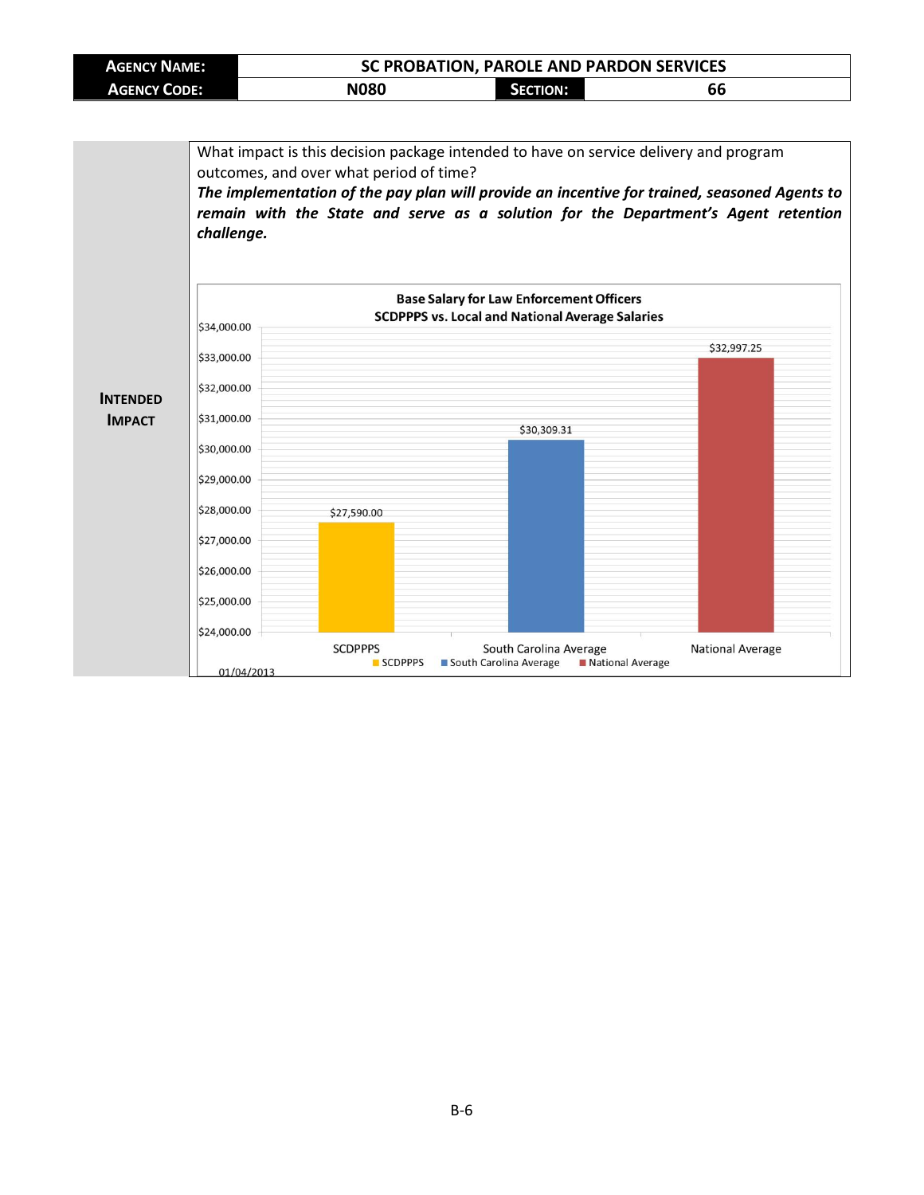| AGENCY NAME: | SC PROBATION, PAROLE AND PARDON SERVICES | | |
| --- | --- | --- | --- |
| AGENCY CODE: | N080 | SECTION: | 66 |

**INTENDED IMPACT**

What impact is this decision package intended to have on service delivery and program outcomes, and over what period of time?

***The implementation of the pay plan will provide an incentive for trained, seasoned Agents to remain with the State and serve as a solution for the Department's Agent retention challenge.***

**Base Salary for Law Enforcement Officers**
**SCDPPPS vs. Local and National Average Salaries**

| | Base Salary |
| --- | --- |
| SCDPPPS | $27,590.00 |
| South Carolina Average | $30,309.31 |
| National Average | $32,997.25 |

01/04/2013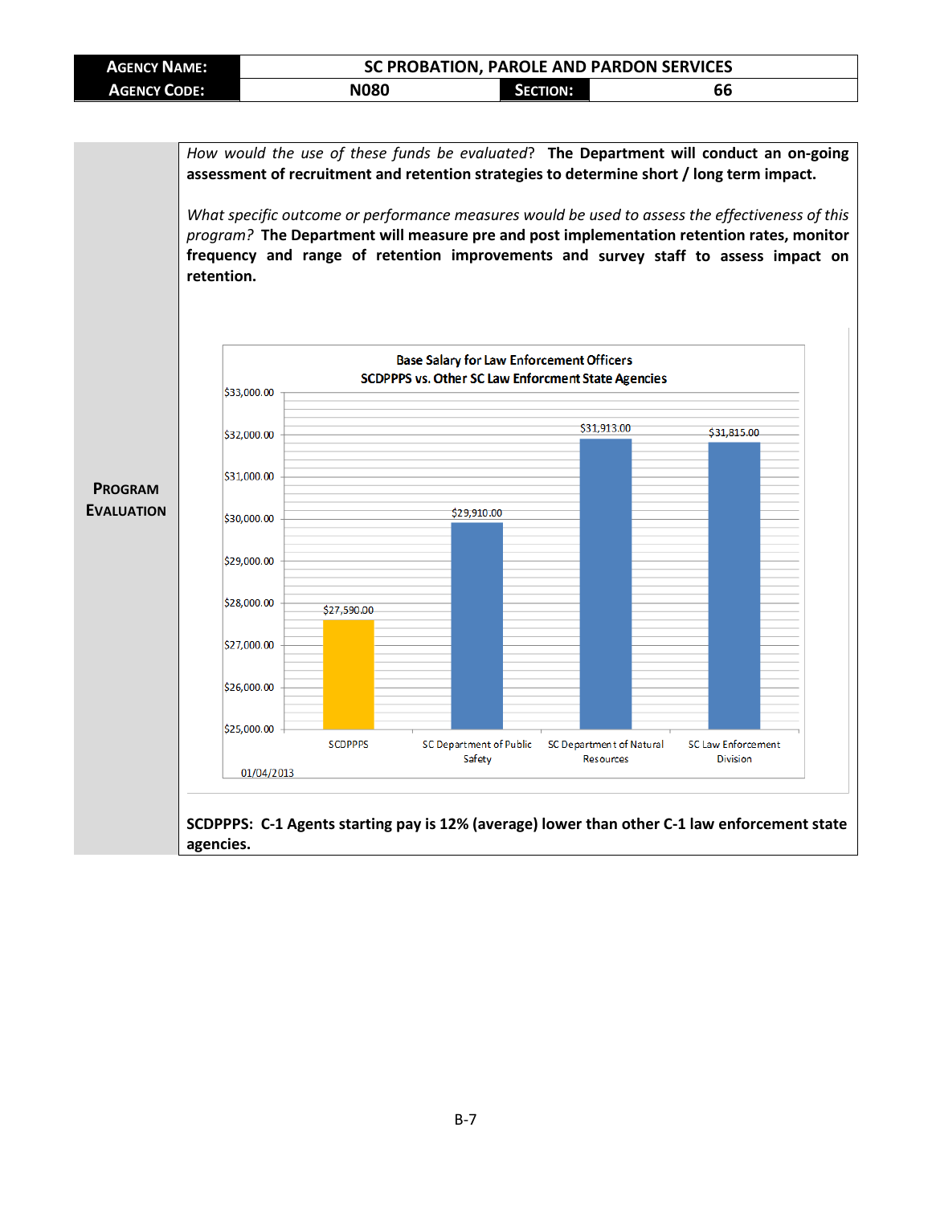| **Agency Name:** | **SC PROBATION, PAROLE AND PARDON SERVICES** | | |
|---|---|---|---|
| **Agency Code:** | **N080** | **Section:** | **66** |

**Program Evaluation**

*How would the use of these funds be evaluated?* **The Department will conduct an on-going assessment of recruitment and retention strategies to determine short / long term impact.**

*What specific outcome or performance measures would be used to assess the effectiveness of this program?* **The Department will measure pre and post implementation retention rates, monitor frequency and range of retention improvements and survey staff to assess impact on retention.**

Base Salary for Law Enforcement Officers
SCDPPPS vs. Other SC Law Enforcment State Agencies

| Agency | Base Salary |
|---|---|
| SCDPPPS | $27,590.00 |
| SC Department of Public Safety | $29,910.00 |
| SC Department of Natural Resources | $31,913.00 |
| SC Law Enforcement Division | $31,815.00 |

01/04/2013

**SCDPPPS: C-1 Agents starting pay is 12% (average) lower than other C-1 law enforcement state agencies.**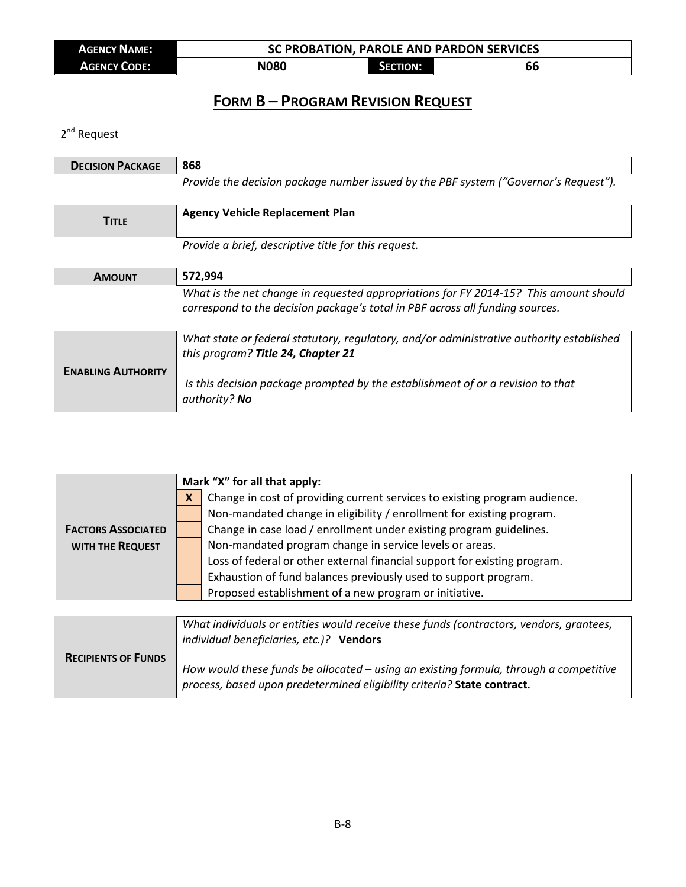| **AGENCY NAME:** | SC PROBATION, PAROLE AND PARDON SERVICES | | |
|---|---|---|---|
| **AGENCY CODE:** | N080 | **SECTION:** | 66 |

# FORM B – PROGRAM REVISION REQUEST

2nd Request

| | |
|---|---|
| **DECISION PACKAGE** | 868 |
| | *Provide the decision package number issued by the PBF system ("Governor's Request").* |
| **TITLE** | **Agency Vehicle Replacement Plan** |
| | *Provide a brief, descriptive title for this request.* |
| **AMOUNT** | 572,994 |
| | *What is the net change in requested appropriations for FY 2014-15? This amount should correspond to the decision package's total in PBF across all funding sources.* |
| **ENABLING AUTHORITY** | *What state or federal statutory, regulatory, and/or administrative authority established this program?* ***Title 24, Chapter 21*** <br><br> *Is this decision package prompted by the establishment of or a revision to that authority?* ***No*** |

| **FACTORS ASSOCIATED WITH THE REQUEST** | **Mark "X" for all that apply:** | |
|---|---|---|
| | X | Change in cost of providing current services to existing program audience. |
| | | Non-mandated change in eligibility / enrollment for existing program. |
| | | Change in case load / enrollment under existing program guidelines. |
| | | Non-mandated program change in service levels or areas. |
| | | Loss of federal or other external financial support for existing program. |
| | | Exhaustion of fund balances previously used to support program. |
| | | Proposed establishment of a new program or initiative. |

| | |
|---|---|
| **RECIPIENTS OF FUNDS** | *What individuals or entities would receive these funds (contractors, vendors, grantees, individual beneficiaries, etc.)?* **Vendors** <br><br> *How would these funds be allocated – using an existing formula, through a competitive process, based upon predetermined eligibility criteria?* **State contract.** |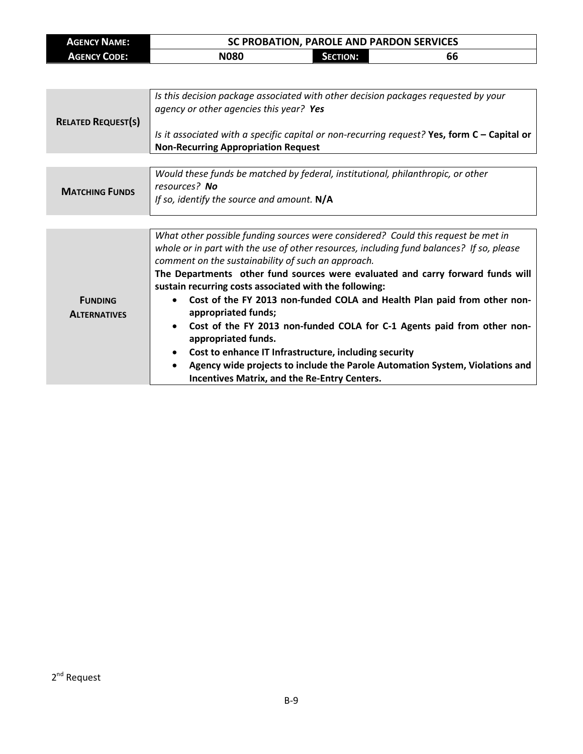| **AGENCY NAME:** | **SC PROBATION, PAROLE AND PARDON SERVICES** | | |
|---|---|---|---|
| **AGENCY CODE:** | **N080** | **SECTION:** | **66** |

| | |
|---|---|
| **RELATED REQUEST(S)** | *Is this decision package associated with other decision packages requested by your agency or other agencies this year?* ***Yes*** <br><br> *Is it associated with a specific capital or non-recurring request?* **Yes, form C – Capital or Non-Recurring Appropriation Request** |

| | |
|---|---|
| **MATCHING FUNDS** | *Would these funds be matched by federal, institutional, philanthropic, or other resources?* ***No*** <br> *If so, identify the source and amount.* **N/A** |

| | |
|---|---|
| **FUNDING ALTERNATIVES** | *What other possible funding sources were considered? Could this request be met in whole or in part with the use of other resources, including fund balances? If so, please comment on the sustainability of such an approach.* <br> **The Departments other fund sources were evaluated and carry forward funds will sustain recurring costs associated with the following:** <br> • **Cost of the FY 2013 non-funded COLA and Health Plan paid from other non-appropriated funds;** <br> • **Cost of the FY 2013 non-funded COLA for C-1 Agents paid from other non-appropriated funds.** <br> • **Cost to enhance IT Infrastructure, including security** <br> • **Agency wide projects to include the Parole Automation System, Violations and Incentives Matrix, and the Re-Entry Centers.** |

2nd Request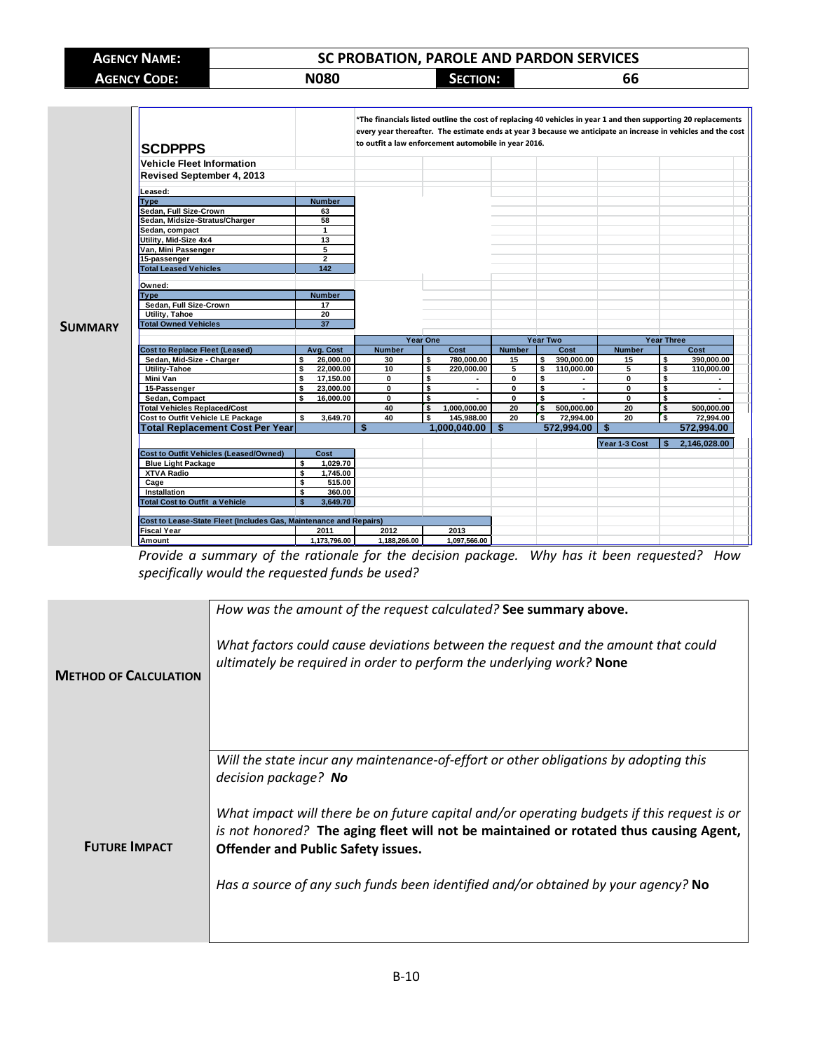| **AGENCY NAME:** | **SC PROBATION, PAROLE AND PARDON SERVICES** | | |
|---|---|---|---|
| **AGENCY CODE:** | **N080** | **SECTION:** | **66** |

## SUMMARY

*The financials listed outline the cost of replacing 40 vehicles in year 1 and then supporting 20 replacements every year thereafter. The estimate ends at year 3 because we anticipate an increase in vehicles and the cost to outfit a law enforcement automobile in year 2016.

**SCDPPPS**

**Vehicle Fleet Information**

**Revised September 4, 2013**

Leased:

| Type | Number |
|---|---|
| Sedan, Full Size-Crown | 63 |
| Sedan, Midsize-Stratus/Charger | 58 |
| Sedan, compact | 1 |
| Utility, Mid-Size 4x4 | 13 |
| Van, Mini Passenger | 5 |
| 15-passenger | 2 |
| **Total Leased Vehicles** | **142** |

Owned:

| Type | Number |
|---|---|
| Sedan, Full Size-Crown | 17 |
| Utility, Tahoe | 20 |
| **Total Owned Vehicles** | **37** |

| | | Year One | | Year Two | | Year Three | |
|---|---|---|---|---|---|---|---|
| **Cost to Replace Fleet (Leased)** | **Avg. Cost** | **Number** | **Cost** | **Number** | **Cost** | **Number** | **Cost** |
| Sedan, Mid-Size - Charger | $ 26,000.00 | 30 | $ 780,000.00 | 15 | $ 390,000.00 | 15 | $ 390,000.00 |
| Utility-Tahoe | $ 22,000.00 | 10 | $ 220,000.00 | 5 | $ 110,000.00 | 5 | $ 110,000.00 |
| Mini Van | $ 17,150.00 | 0 | $ - | 0 | $ - | 0 | $ - |
| 15-Passenger | $ 23,000.00 | 0 | $ - | 0 | $ - | 0 | $ - |
| Sedan, Compact | $ 16,000.00 | 0 | $ - | 0 | $ - | 0 | $ - |
| **Total Vehicles Replaced/Cost** | | 40 | $ 1,000,000.00 | 20 | $ 500,000.00 | 20 | $ 500,000.00 |
| **Cost to Outfit Vehicle LE Package** | $ 3,649.70 | 40 | $ 145,988.00 | 20 | $ 72,994.00 | 20 | $ 72,994.00 |
| **Total Replacement Cost Per Year** | | $ | 1,000,040.00 | $ | 572,994.00 | $ | 572,994.00 |
| | | | | | | Year 1-3 Cost | $ 2,146,028.00 |

| Cost to Outfit Vehicles (Leased/Owned) | Cost |
|---|---|
| Blue Light Package | $ 1,029.70 |
| XTVA Radio | $ 1,745.00 |
| Cage | $ 515.00 |
| Installation | $ 360.00 |
| **Total Cost to Outfit a Vehicle** | **$ 3,649.70** |

| Cost to Lease-State Fleet (Includes Gas, Maintenance and Repairs) | | | |
|---|---|---|---|
| Fiscal Year | 2011 | 2012 | 2013 |
| Amount | 1,173,796.00 | 1,188,266.00 | 1,097,566.00 |

*Provide a summary of the rationale for the decision package. Why has it been requested? How specifically would the requested funds be used?*

## METHOD OF CALCULATION

*How was the amount of the request calculated?* **See summary above.**

*What factors could cause deviations between the request and the amount that could ultimately be required in order to perform the underlying work?* **None**

## FUTURE IMPACT

*Will the state incur any maintenance-of-effort or other obligations by adopting this decision package?* ***No***

*What impact will there be on future capital and/or operating budgets if this request is or is not honored?* **The aging fleet will not be maintained or rotated thus causing Agent, Offender and Public Safety issues.**

*Has a source of any such funds been identified and/or obtained by your agency?* **No**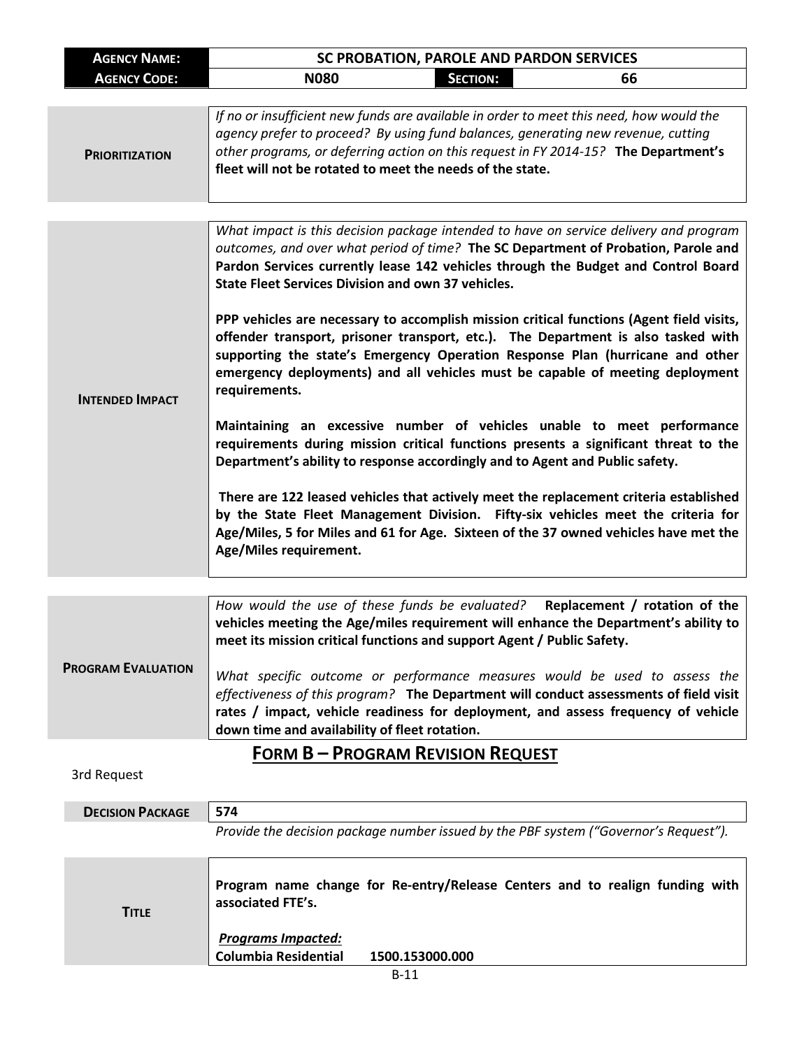| AGENCY NAME: | SC PROBATION, PAROLE AND PARDON SERVICES | | |
|---|---|---|---|
| AGENCY CODE: | N080 | SECTION: | 66 |

| | |
|---|---|
| **PRIORITIZATION** | *If no or insufficient new funds are available in order to meet this need, how would the agency prefer to proceed? By using fund balances, generating new revenue, cutting other programs, or deferring action on this request in FY 2014-15?* **The Department's fleet will not be rotated to meet the needs of the state.** |

| | |
|---|---|
| **INTENDED IMPACT** | *What impact is this decision package intended to have on service delivery and program outcomes, and over what period of time?* **The SC Department of Probation, Parole and Pardon Services currently lease 142 vehicles through the Budget and Control Board State Fleet Services Division and own 37 vehicles.**<br><br>**PPP vehicles are necessary to accomplish mission critical functions (Agent field visits, offender transport, prisoner transport, etc.). The Department is also tasked with supporting the state's Emergency Operation Response Plan (hurricane and other emergency deployments) and all vehicles must be capable of meeting deployment requirements.**<br><br>**Maintaining an excessive number of vehicles unable to meet performance requirements during mission critical functions presents a significant threat to the Department's ability to response accordingly and to Agent and Public safety.**<br><br>**There are 122 leased vehicles that actively meet the replacement criteria established by the State Fleet Management Division. Fifty-six vehicles meet the criteria for Age/Miles, 5 for Miles and 61 for Age. Sixteen of the 37 owned vehicles have met the Age/Miles requirement.** |

| | |
|---|---|
| **PROGRAM EVALUATION** | *How would the use of these funds be evaluated?* **Replacement / rotation of the vehicles meeting the Age/miles requirement will enhance the Department's ability to meet its mission critical functions and support Agent / Public Safety.**<br><br>*What specific outcome or performance measures would be used to assess the effectiveness of this program?* **The Department will conduct assessments of field visit rates / impact, vehicle readiness for deployment, and assess frequency of vehicle down time and availability of fleet rotation.** |

## FORM B – PROGRAM REVISION REQUEST

3rd Request

| | |
|---|---|
| **DECISION PACKAGE** | **574** |
| | *Provide the decision package number issued by the PBF system ("Governor's Request").* |

| | |
|---|---|
| **TITLE** | **Program name change for Re-entry/Release Centers and to realign funding with associated FTE's.**<br><br>***Programs Impacted:***<br>**Columbia Residential 1500.153000.000** |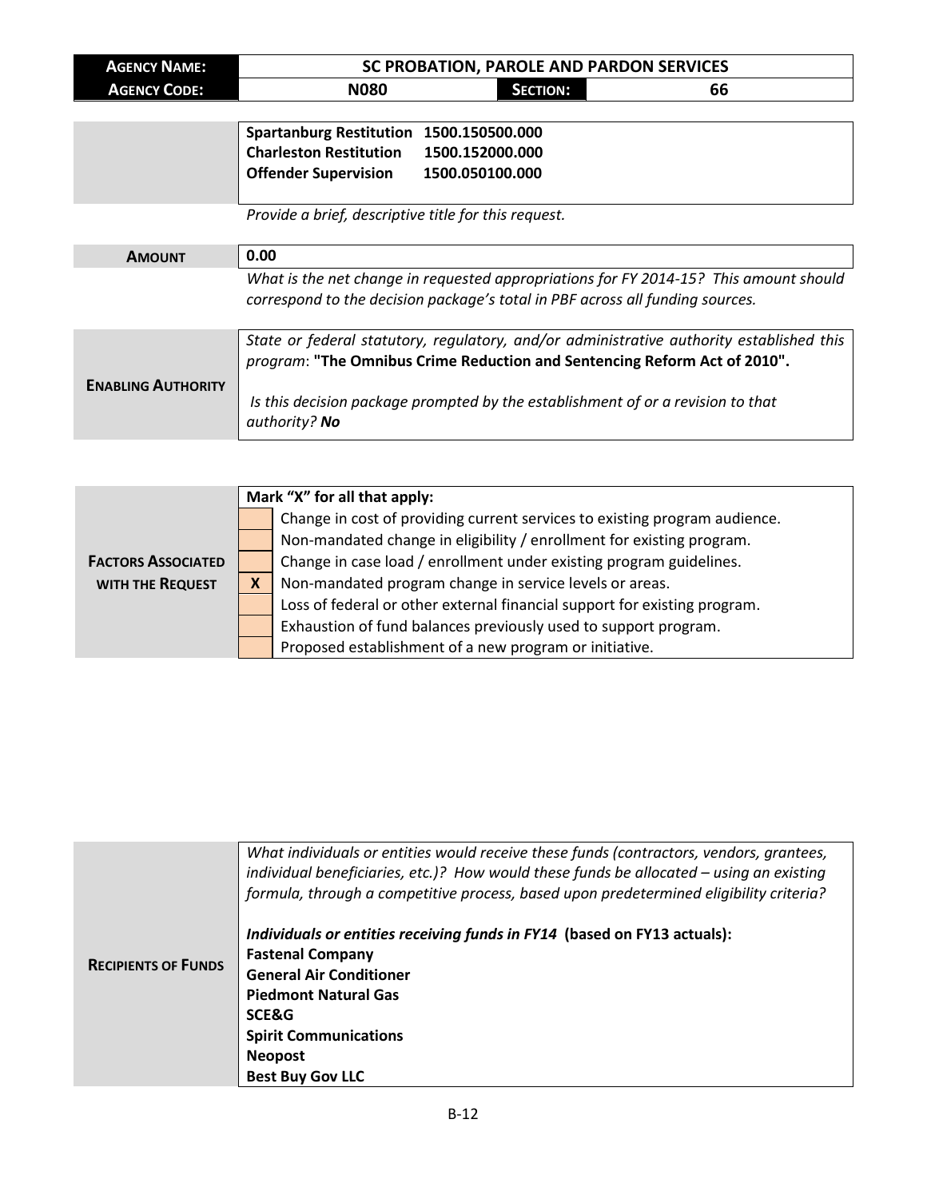| **AGENCY NAME:** | **SC PROBATION, PAROLE AND PARDON SERVICES** | | |
|---|---|---|---|
| **AGENCY CODE:** | **N080** | **SECTION:** | **66** |

| | |
|---|---|
| | **Spartanburg Restitution 1500.150500.000**<br>**Charleston Restitution 1500.152000.000**<br>**Offender Supervision 1500.050100.000** |
| | *Provide a brief, descriptive title for this request.* |
| **AMOUNT** | **0.00** |
| | *What is the net change in requested appropriations for FY 2014-15? This amount should correspond to the decision package's total in PBF across all funding sources.* |
| **ENABLING AUTHORITY** | *State or federal statutory, regulatory, and/or administrative authority established this program*: **"The Omnibus Crime Reduction and Sentencing Reform Act of 2010".**<br><br>*Is this decision package prompted by the establishment of or a revision to that authority?* ***No*** |

| **FACTORS ASSOCIATED WITH THE REQUEST** | **Mark "X" for all that apply:** | |
|---|---|---|
| | | Change in cost of providing current services to existing program audience. |
| | | Non-mandated change in eligibility / enrollment for existing program. |
| | | Change in case load / enrollment under existing program guidelines. |
| | **X** | Non-mandated program change in service levels or areas. |
| | | Loss of federal or other external financial support for existing program. |
| | | Exhaustion of fund balances previously used to support program. |
| | | Proposed establishment of a new program or initiative. |

| **RECIPIENTS OF FUNDS** | *What individuals or entities would receive these funds (contractors, vendors, grantees, individual beneficiaries, etc.)? How would these funds be allocated – using an existing formula, through a competitive process, based upon predetermined eligibility criteria?*<br><br>***Individuals or entities receiving funds in FY14*** **(based on FY13 actuals):**<br>**Fastenal Company**<br>**General Air Conditioner**<br>**Piedmont Natural Gas**<br>**SCE&G**<br>**Spirit Communications**<br>**Neopost**<br>**Best Buy Gov LLC** |
|---|---|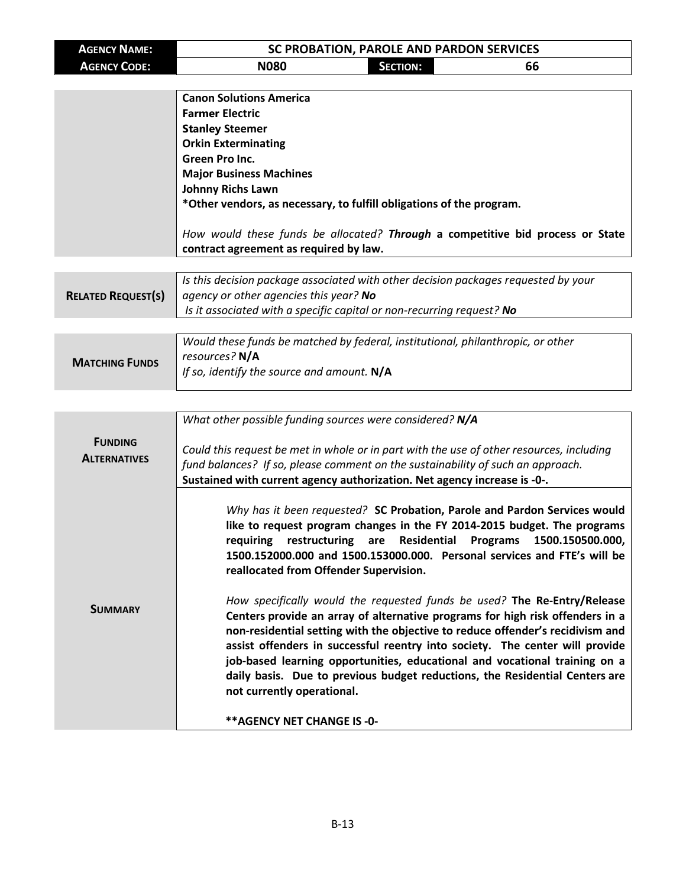| **AGENCY NAME:** | **SC PROBATION, PAROLE AND PARDON SERVICES** | | |
|---|---|---|---|
| **AGENCY CODE:** | **N080** | **SECTION:** | **66** |

| | |
|---|---|
| | **Canon Solutions America**<br>**Farmer Electric**<br>**Stanley Steemer**<br>**Orkin Exterminating**<br>**Green Pro Inc.**<br>**Major Business Machines**<br>**Johnny Richs Lawn**<br>**\*Other vendors, as necessary, to fulfill obligations of the program.**<br><br>*How would these funds be allocated?* ***Through*** **a competitive bid process or State contract agreement as required by law.** |

| | |
|---|---|
| **RELATED REQUEST(S)** | *Is this decision package associated with other decision packages requested by your agency or other agencies this year?* ***No***<br>*Is it associated with a specific capital or non-recurring request?* ***No*** |

| | |
|---|---|
| **MATCHING FUNDS** | *Would these funds be matched by federal, institutional, philanthropic, or other resources?* **N/A**<br>*If so, identify the source and amount.* **N/A** |

| | |
|---|---|
| **FUNDING ALTERNATIVES** | *What other possible funding sources were considered?* ***N/A***<br><br>*Could this request be met in whole or in part with the use of other resources, including fund balances? If so, please comment on the sustainability of such an approach.*<br>**Sustained with current agency authorization. Net agency increase is -0-.** |
| **SUMMARY** | *Why has it been requested?* **SC Probation, Parole and Pardon Services would like to request program changes in the FY 2014-2015 budget. The programs requiring restructuring are Residential Programs 1500.150500.000, 1500.152000.000 and 1500.153000.000. Personal services and FTE's will be reallocated from Offender Supervision.**<br><br>*How specifically would the requested funds be used?* **The Re-Entry/Release Centers provide an array of alternative programs for high risk offenders in a non-residential setting with the objective to reduce offender's recidivism and assist offenders in successful reentry into society. The center will provide job-based learning opportunities, educational and vocational training on a daily basis. Due to previous budget reductions, the Residential Centers are not currently operational.**<br><br>**\*\*AGENCY NET CHANGE IS -0-** |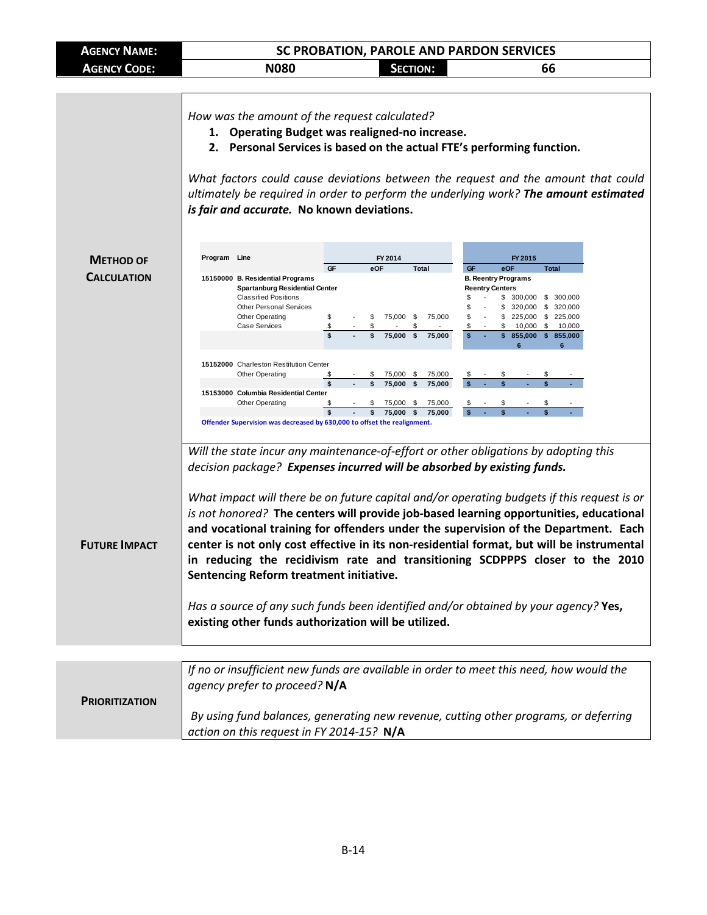| **AGENCY NAME:** | **SC PROBATION, PAROLE AND PARDON SERVICES** | | |
|---|---|---|---|
| **AGENCY CODE:** | **N080** | **SECTION:** | **66** |

## METHOD OF CALCULATION

*How was the amount of the request calculated?*

1. **Operating Budget was realigned-no increase.**
2. **Personal Services is based on the actual FTE's performing function.**

*What factors could cause deviations between the request and the amount that could ultimately be required in order to perform the underlying work?* ***The amount estimated is fair and accurate.*** **No known deviations.**

| Program | Line | FY 2014 GF | FY 2014 eOF | FY 2014 Total | FY 2015 Line | FY 2015 GF | FY 2015 eOF | FY 2015 Total |
|---|---|---|---|---|---|---|---|---|
| 15150000 | **B. Residential Programs** | | | | **B. Reentry Programs** | | | |
| | **Spartanburg Residential Center** | | | | **Reentry Centers** | | | |
| | Classified Positions | | | | | $ - | $ 300,000 | $ 300,000 |
| | Other Personal Services | | | | | $ - | $ 320,000 | $ 320,000 |
| | Other Operating | $ - | $ 75,000 | $ 75,000 | | $ - | $ 225,000 | $ 225,000 |
| | Case Services | $ - | $ - | $ - | | $ - | $ 10,000 | $ 10,000 |
| | | **$ -** | **$ 75,000** | **$ 75,000** | | **$ -** | **$ 855,000** | **$ 855,000** |
| | | | | | | | **6** | **6** |
| 15152000 | Charleston Restitution Center | | | | | | | |
| | Other Operating | $ - | $ 75,000 | $ 75,000 | | $ - | $ - | $ - |
| | | **$ -** | **$ 75,000** | **$ 75,000** | | **$ -** | **$ -** | **$ -** |
| 15153000 | **Columbia Residential Center** | | | | | | | |
| | Other Operating | $ - | $ 75,000 | $ 75,000 | | $ - | $ - | $ - |
| | | **$ -** | **$ 75,000** | **$ 75,000** | | **$ -** | **$ -** | **$ -** |

**Offender Supervision was decreased by 630,000 to offset the realignment.**

## FUTURE IMPACT

*Will the state incur any maintenance-of-effort or other obligations by adopting this decision package?* ***Expenses incurred will be absorbed by existing funds.***

*What impact will there be on future capital and/or operating budgets if this request is or is not honored?* **The centers will provide job-based learning opportunities, educational and vocational training for offenders under the supervision of the Department. Each center is not only cost effective in its non-residential format, but will be instrumental in reducing the recidivism rate and transitioning SCDPPPS closer to the 2010 Sentencing Reform treatment initiative.**

*Has a source of any such funds been identified and/or obtained by your agency?* **Yes, existing other funds authorization will be utilized.**

## PRIORITIZATION

*If no or insufficient new funds are available in order to meet this need, how would the agency prefer to proceed?* **N/A**

*By using fund balances, generating new revenue, cutting other programs, or deferring action on this request in FY 2014-15?* **N/A**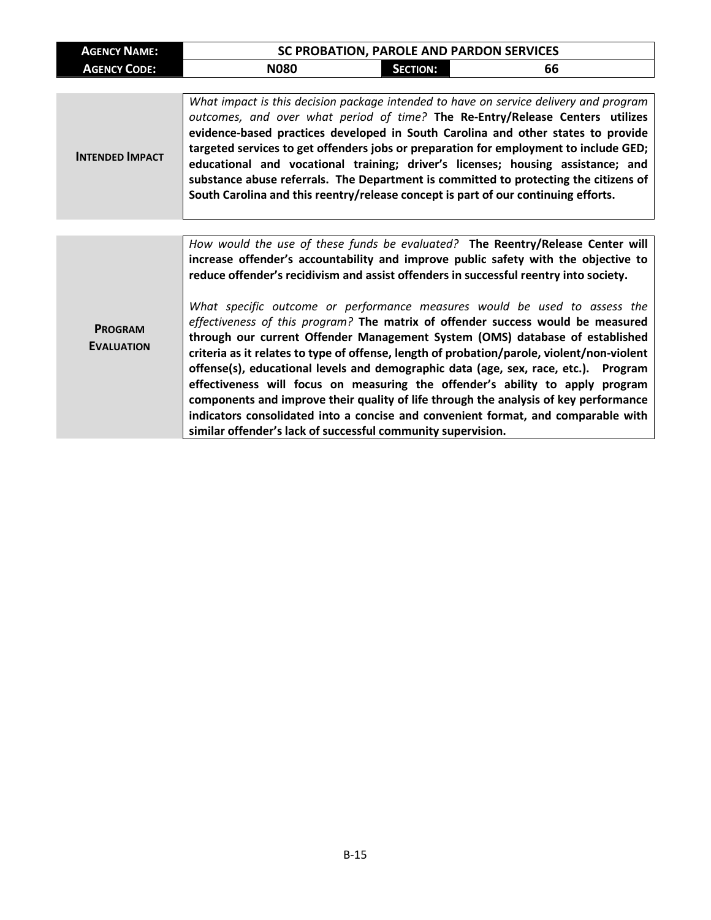| **AGENCY NAME:** | SC PROBATION, PAROLE AND PARDON SERVICES | | |
|---|---|---|---|
| **AGENCY CODE:** | N080 | **SECTION:** | 66 |

| | |
|---|---|
| **INTENDED IMPACT** | *What impact is this decision package intended to have on service delivery and program outcomes, and over what period of time?* **The Re-Entry/Release Centers utilizes evidence-based practices developed in South Carolina and other states to provide targeted services to get offenders jobs or preparation for employment to include GED; educational and vocational training; driver's licenses; housing assistance; and substance abuse referrals. The Department is committed to protecting the citizens of South Carolina and this reentry/release concept is part of our continuing efforts.** |

| | |
|---|---|
| **PROGRAM EVALUATION** | *How would the use of these funds be evaluated?* **The Reentry/Release Center will increase offender's accountability and improve public safety with the objective to reduce offender's recidivism and assist offenders in successful reentry into society.**<br><br>*What specific outcome or performance measures would be used to assess the effectiveness of this program?* **The matrix of offender success would be measured through our current Offender Management System (OMS) database of established criteria as it relates to type of offense, length of probation/parole, violent/non-violent offense(s), educational levels and demographic data (age, sex, race, etc.). Program effectiveness will focus on measuring the offender's ability to apply program components and improve their quality of life through the analysis of key performance indicators consolidated into a concise and convenient format, and comparable with similar offender's lack of successful community supervision.** |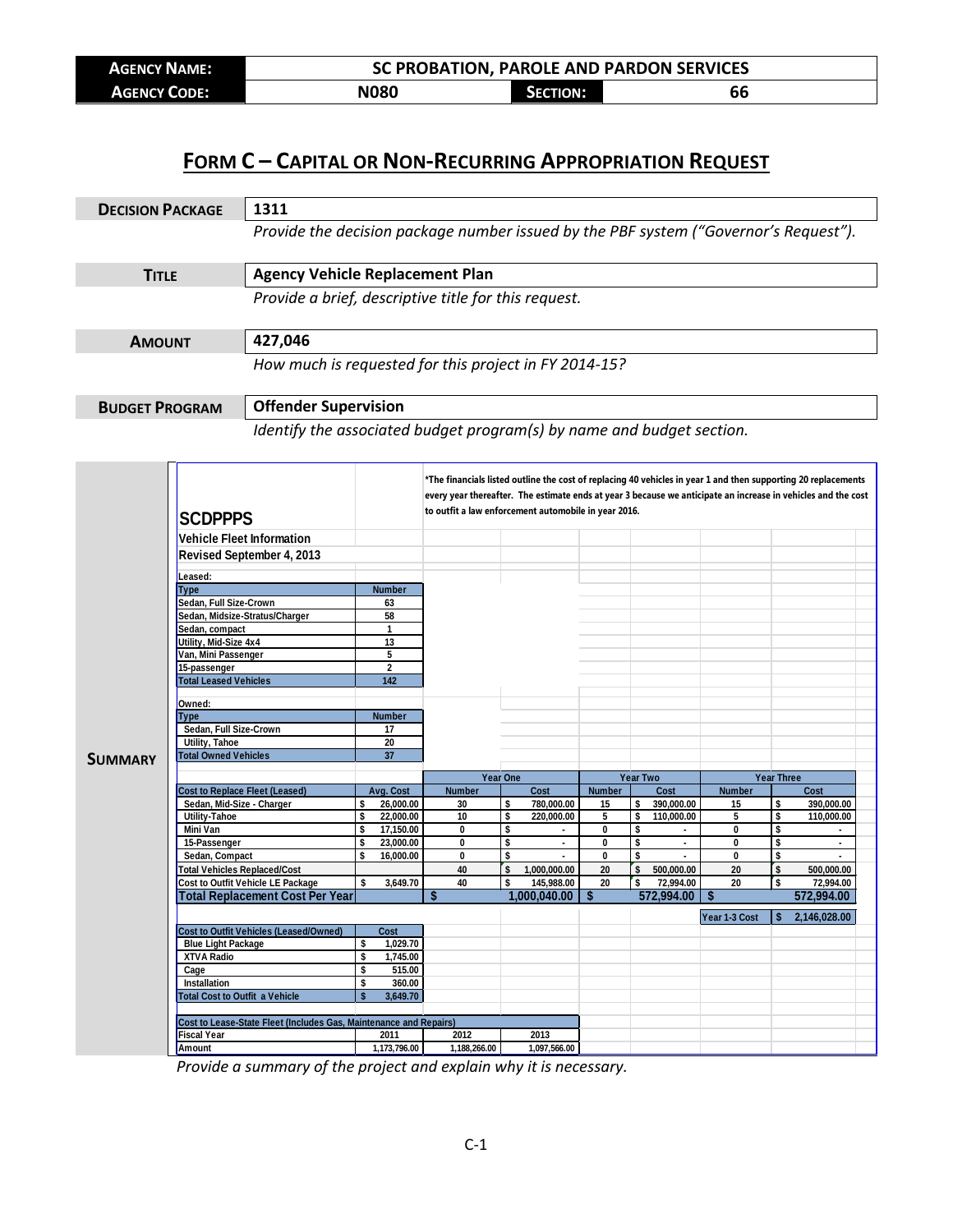| AGENCY NAME: | SC PROBATION, PAROLE AND PARDON SERVICES | | |
|---|---|---|---|
| AGENCY CODE: | N080 | SECTION: | 66 |

# FORM C – CAPITAL OR NON-RECURRING APPROPRIATION REQUEST

**DECISION PACKAGE**: 1311

*Provide the decision package number issued by the PBF system ("Governor's Request").*

**TITLE**: Agency Vehicle Replacement Plan

*Provide a brief, descriptive title for this request.*

**AMOUNT**: 427,046

*How much is requested for this project in FY 2014-15?*

**BUDGET PROGRAM**: Offender Supervision

*Identify the associated budget program(s) by name and budget section.*

**SUMMARY**

**SCDPPPS**

**Vehicle Fleet Information**

**Revised September 4, 2013**

*The financials listed outline the cost of replacing 40 vehicles in year 1 and then supporting 20 replacements every year thereafter. The estimate ends at year 3 because we anticipate an increase in vehicles and the cost to outfit a law enforcement automobile in year 2016.

Leased:

| Type | Number |
|---|---|
| Sedan, Full Size-Crown | 63 |
| Sedan, Midsize-Stratus/Charger | 58 |
| Sedan, compact | 1 |
| Utility, Mid-Size 4x4 | 13 |
| Van, Mini Passenger | 5 |
| 15-passenger | 2 |
| Total Leased Vehicles | 142 |

Owned:

| Type | Number |
|---|---|
| Sedan, Full Size-Crown | 17 |
| Utility, Tahoe | 20 |
| Total Owned Vehicles | 37 |

| | | Year One | | Year Two | | Year Three | |
|---|---|---|---|---|---|---|---|
| Cost to Replace Fleet (Leased) | Avg. Cost | Number | Cost | Number | Cost | Number | Cost |
| Sedan, Mid-Size - Charger | $ 26,000.00 | 30 | $ 780,000.00 | 15 | $ 390,000.00 | 15 | $ 390,000.00 |
| Utility-Tahoe | $ 22,000.00 | 10 | $ 220,000.00 | 5 | $ 110,000.00 | 5 | $ 110,000.00 |
| Mini Van | $ 17,150.00 | 0 | $ - | 0 | $ - | 0 | $ - |
| 15-Passenger | $ 23,000.00 | 0 | $ - | 0 | $ - | 0 | $ - |
| Sedan, Compact | $ 16,000.00 | 0 | $ - | 0 | $ - | 0 | $ - |
| Total Vehicles Replaced/Cost | | 40 | $ 1,000,000.00 | 20 | $ 500,000.00 | 20 | $ 500,000.00 |
| Cost to Outfit Vehicle LE Package | $ 3,649.70 | 40 | $ 145,988.00 | 20 | $ 72,994.00 | 20 | $ 72,994.00 |
| **Total Replacement Cost Per Year** | | | **$ 1,000,040.00** | | **$ 572,994.00** | | **$ 572,994.00** |
| | | | | | | Year 1-3 Cost | $ 2,146,028.00 |

| Cost to Outfit Vehicles (Leased/Owned) | Cost |
|---|---|
| Blue Light Package | $ 1,029.70 |
| XTVA Radio | $ 1,745.00 |
| Cage | $ 515.00 |
| Installation | $ 360.00 |
| Total Cost to Outfit a Vehicle | $ 3,649.70 |

| Cost to Lease-State Fleet (Includes Gas, Maintenance and Repairs) | | | |
|---|---|---|---|
| Fiscal Year | 2011 | 2012 | 2013 |
| Amount | 1,173,796.00 | 1,188,266.00 | 1,097,566.00 |

*Provide a summary of the project and explain why it is necessary.*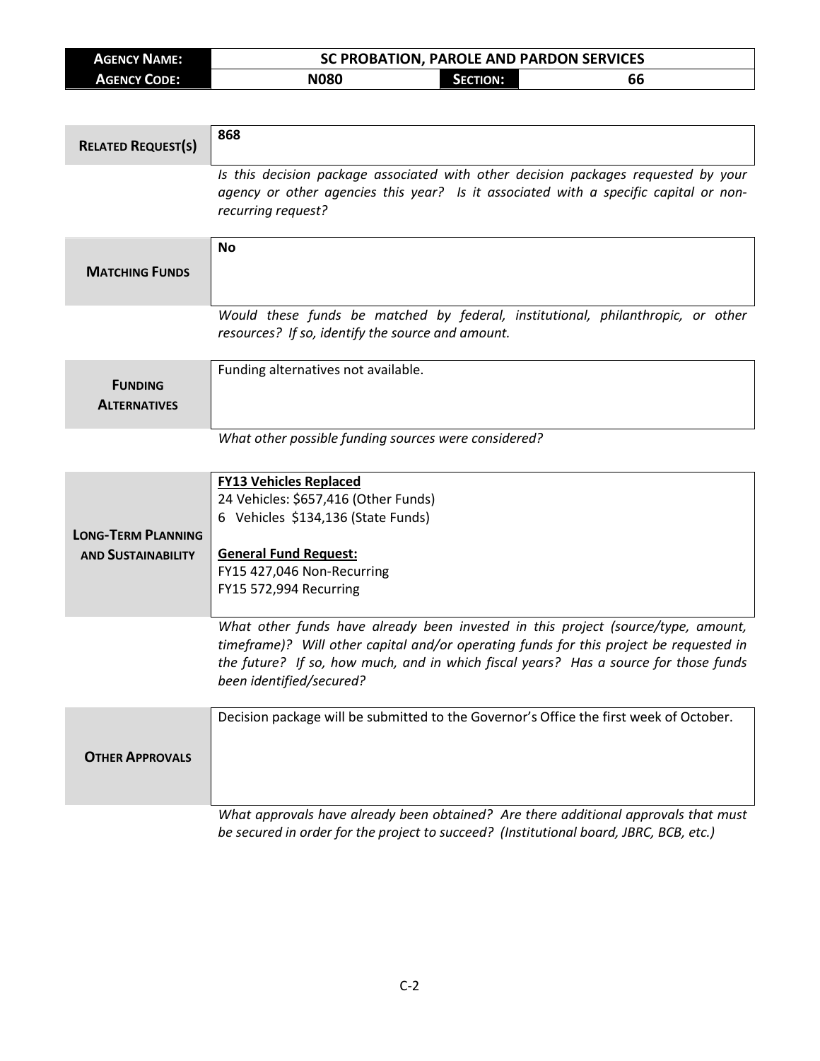| **AGENCY NAME:** | SC PROBATION, PAROLE AND PARDON SERVICES | | |
|---|---|---|---|
| **AGENCY CODE:** | N080 | **SECTION:** | 66 |

| | |
|---|---|
| **RELATED REQUEST(S)** | **868** |
| | *Is this decision package associated with other decision packages requested by your agency or other agencies this year? Is it associated with a specific capital or non-recurring request?* |
| **MATCHING FUNDS** | **No** |
| | *Would these funds be matched by federal, institutional, philanthropic, or other resources? If so, identify the source and amount.* |
| **FUNDING ALTERNATIVES** | Funding alternatives not available. |
| | *What other possible funding sources were considered?* |
| **LONG-TERM PLANNING AND SUSTAINABILITY** | **FY13 Vehicles Replaced**<br>24 Vehicles: $657,416 (Other Funds)<br>6 Vehicles $134,136 (State Funds)<br><br>**General Fund Request:**<br>FY15 427,046 Non-Recurring<br>FY15 572,994 Recurring |
| | *What other funds have already been invested in this project (source/type, amount, timeframe)? Will other capital and/or operating funds for this project be requested in the future? If so, how much, and in which fiscal years? Has a source for those funds been identified/secured?* |
| **OTHER APPROVALS** | Decision package will be submitted to the Governor's Office the first week of October. |
| | *What approvals have already been obtained? Are there additional approvals that must be secured in order for the project to succeed? (Institutional board, JBRC, BCB, etc.)* |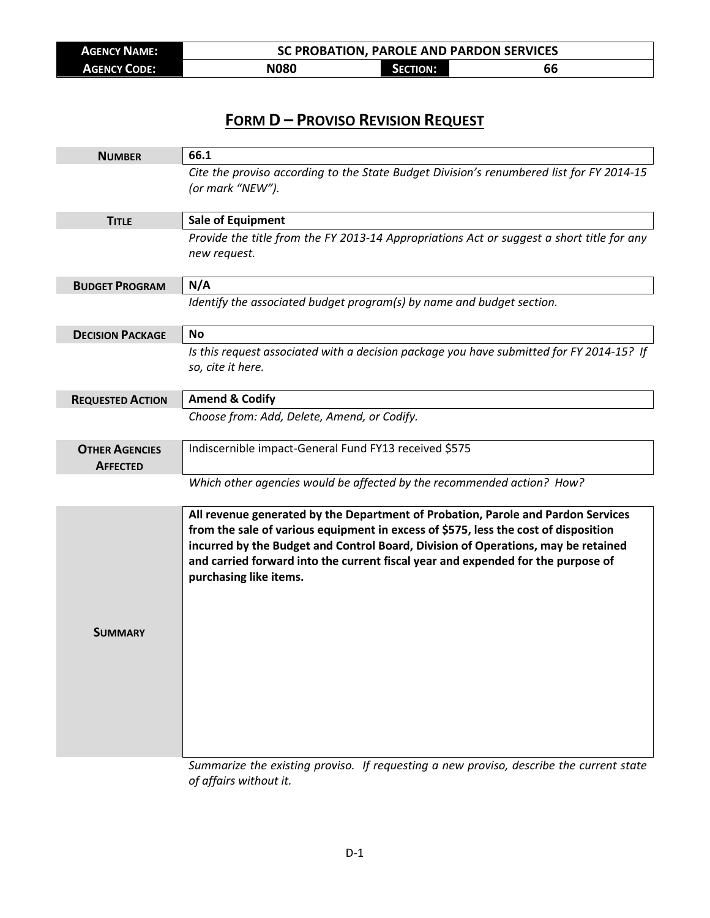| **Agency Name:** | **SC Probation, Parole and Pardon Services** | | |
|---|---|---|---|
| **Agency Code:** | **N080** | **Section:** | **66** |

# Form D – Proviso Revision Request

| | |
|---|---|
| **Number** | **66.1** |
| | *Cite the proviso according to the State Budget Division's renumbered list for FY 2014-15 (or mark "NEW").* |
| **Title** | **Sale of Equipment** |
| | *Provide the title from the FY 2013-14 Appropriations Act or suggest a short title for any new request.* |
| **Budget Program** | **N/A** |
| | *Identify the associated budget program(s) by name and budget section.* |
| **Decision Package** | **No** |
| | *Is this request associated with a decision package you have submitted for FY 2014-15? If so, cite it here.* |
| **Requested Action** | **Amend & Codify** |
| | *Choose from: Add, Delete, Amend, or Codify.* |
| **Other Agencies Affected** | Indiscernible impact-General Fund FY13 received $575 |
| | *Which other agencies would be affected by the recommended action? How?* |
| **Summary** | **All revenue generated by the Department of Probation, Parole and Pardon Services from the sale of various equipment in excess of $575, less the cost of disposition incurred by the Budget and Control Board, Division of Operations, may be retained and carried forward into the current fiscal year and expended for the purpose of purchasing like items.** |
| | *Summarize the existing proviso. If requesting a new proviso, describe the current state of affairs without it.* |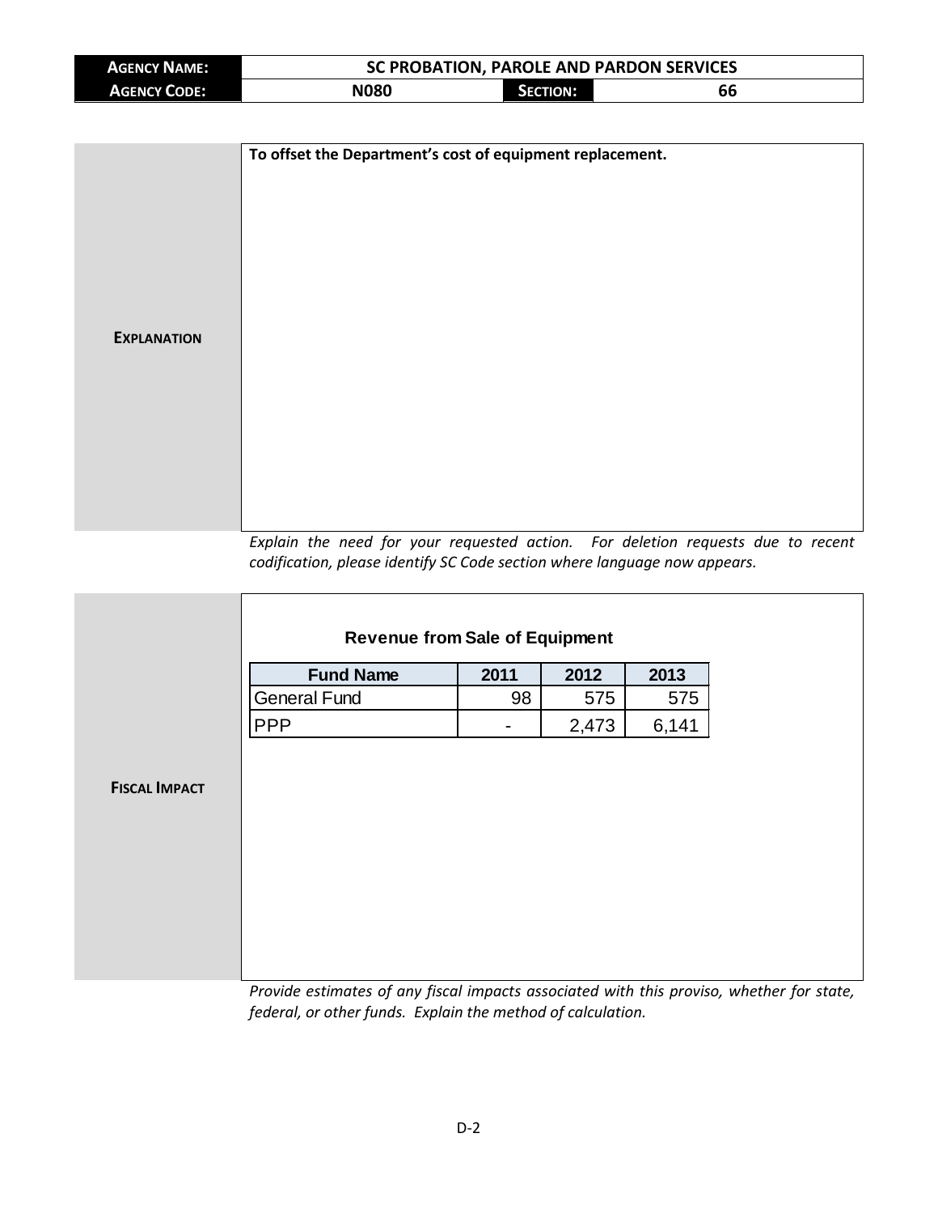| **AGENCY NAME:** | **SC PROBATION, PAROLE AND PARDON SERVICES** | | |
|---|---|---|---|
| **AGENCY CODE:** | **N080** | **SECTION:** | **66** |

| | |
|---|---|
| **EXPLANATION** | **To offset the Department's cost of equipment replacement.** |

*Explain the need for your requested action. For deletion requests due to recent codification, please identify SC Code section where language now appears.*

**FISCAL IMPACT**

**Revenue from Sale of Equipment**

| Fund Name | 2011 | 2012 | 2013 |
|---|---|---|---|
| General Fund | 98 | 575 | 575 |
| PPP | - | 2,473 | 6,141 |

*Provide estimates of any fiscal impacts associated with this proviso, whether for state, federal, or other funds. Explain the method of calculation.*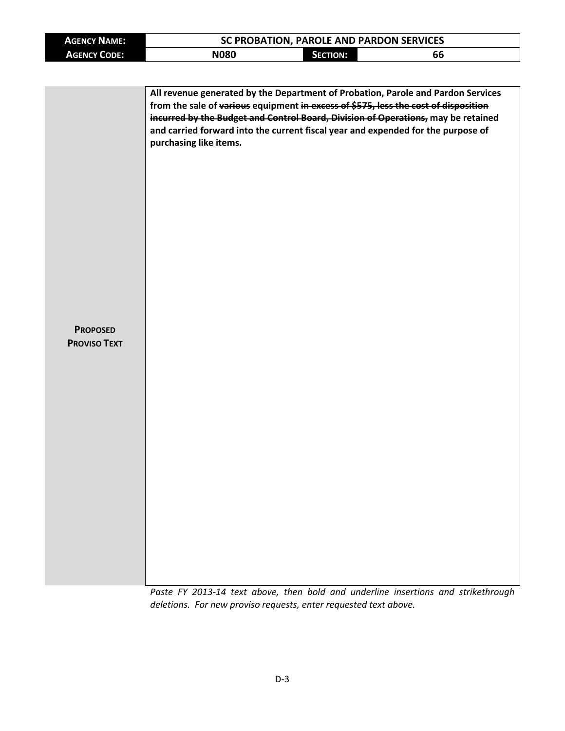| **AGENCY NAME:** | **SC PROBATION, PAROLE AND PARDON SERVICES** | | |
|---|---|---|---|
| **AGENCY CODE:** | **N080** | **SECTION:** | **66** |

| | |
|---|---|
| **PROPOSED PROVISO TEXT** | **All revenue generated by the Department of Probation, Parole and Pardon Services from the sale of ~~various~~ equipment ~~in excess of $575, less the cost of disposition incurred by the Budget and Control Board, Division of Operations,~~ may be retained and carried forward into the current fiscal year and expended for the purpose of purchasing like items.** |

*Paste FY 2013-14 text above, then bold and underline insertions and strikethrough deletions. For new proviso requests, enter requested text above.*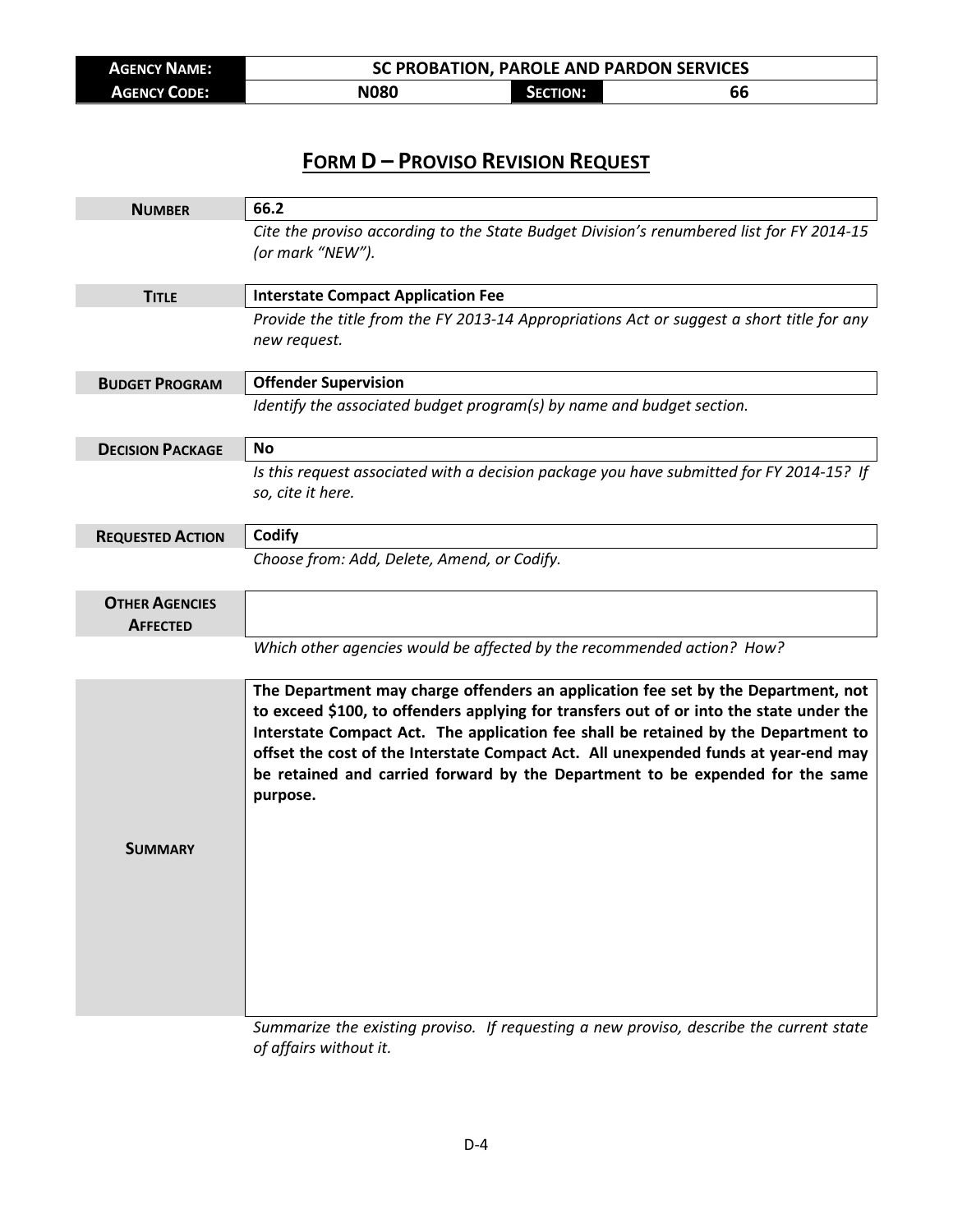| **Agency Name:** | **SC PROBATION, PAROLE AND PARDON SERVICES** | | |
|---|---|---|---|
| **Agency Code:** | **N080** | **Section:** | **66** |

# Form D – Proviso Revision Request

| | |
|---|---|
| **Number** | **66.2** |
| | *Cite the proviso according to the State Budget Division's renumbered list for FY 2014-15 (or mark "NEW").* |
| **Title** | **Interstate Compact Application Fee** |
| | *Provide the title from the FY 2013-14 Appropriations Act or suggest a short title for any new request.* |
| **Budget Program** | **Offender Supervision** |
| | *Identify the associated budget program(s) by name and budget section.* |
| **Decision Package** | **No** |
| | *Is this request associated with a decision package you have submitted for FY 2014-15? If so, cite it here.* |
| **Requested Action** | **Codify** |
| | *Choose from: Add, Delete, Amend, or Codify.* |
| **Other Agencies Affected** | |
| | *Which other agencies would be affected by the recommended action? How?* |
| **Summary** | **The Department may charge offenders an application fee set by the Department, not to exceed $100, to offenders applying for transfers out of or into the state under the Interstate Compact Act. The application fee shall be retained by the Department to offset the cost of the Interstate Compact Act. All unexpended funds at year-end may be retained and carried forward by the Department to be expended for the same purpose.** |
| | *Summarize the existing proviso. If requesting a new proviso, describe the current state of affairs without it.* |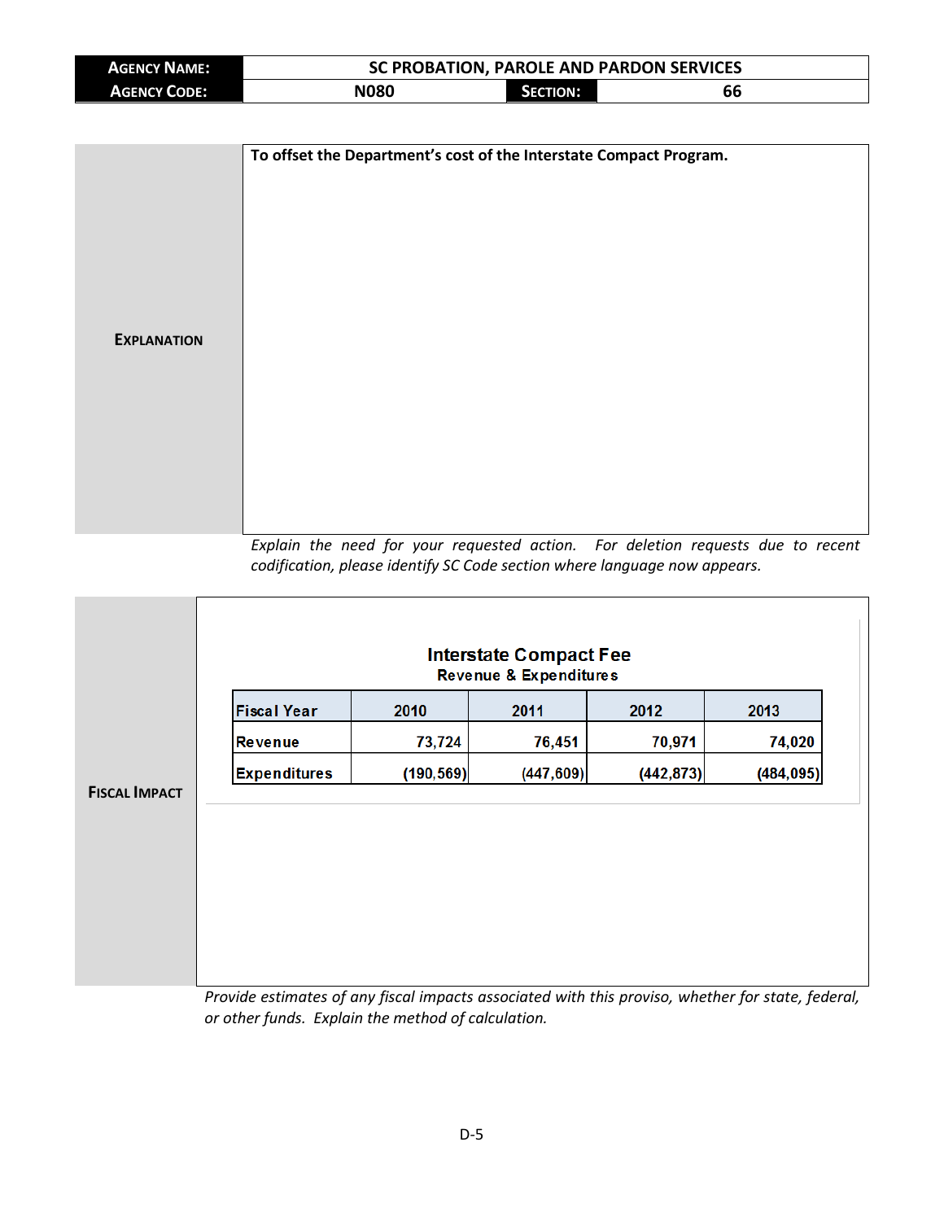| AGENCY NAME: | SC PROBATION, PAROLE AND PARDON SERVICES | | |
|---|---|---|---|
| AGENCY CODE: | N080 | SECTION: | 66 |

**EXPLANATION**

**To offset the Department's cost of the Interstate Compact Program.**

*Explain the need for your requested action. For deletion requests due to recent codification, please identify SC Code section where language now appears.*

**FISCAL IMPACT**

**Interstate Compact Fee**
**Revenue & Expenditures**

| Fiscal Year | 2010 | 2011 | 2012 | 2013 |
|---|---|---|---|---|
| Revenue | 73,724 | 76,451 | 70,971 | 74,020 |
| Expenditures | (190,569) | (447,609) | (442,873) | (484,095) |

*Provide estimates of any fiscal impacts associated with this proviso, whether for state, federal, or other funds. Explain the method of calculation.*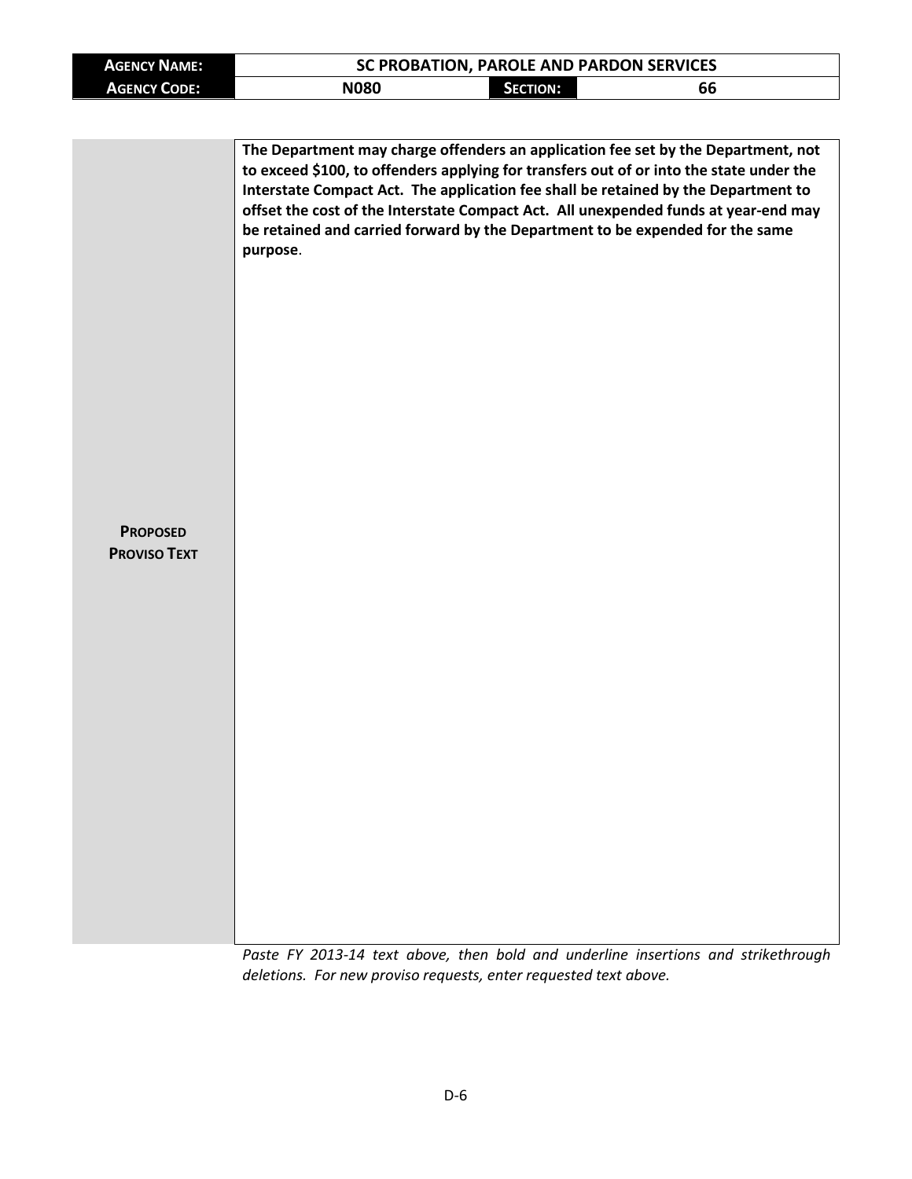| **AGENCY NAME:** | **SC PROBATION, PAROLE AND PARDON SERVICES** | | |
|---|---|---|---|
| **AGENCY CODE:** | **N080** | **SECTION:** | **66** |

| | |
|---|---|
| **PROPOSED PROVISO TEXT** | **The Department may charge offenders an application fee set by the Department, not to exceed $100, to offenders applying for transfers out of or into the state under the Interstate Compact Act. The application fee shall be retained by the Department to offset the cost of the Interstate Compact Act. All unexpended funds at year-end may be retained and carried forward by the Department to be expended for the same purpose**. |

*Paste FY 2013-14 text above, then bold and underline insertions and strikethrough deletions. For new proviso requests, enter requested text above.*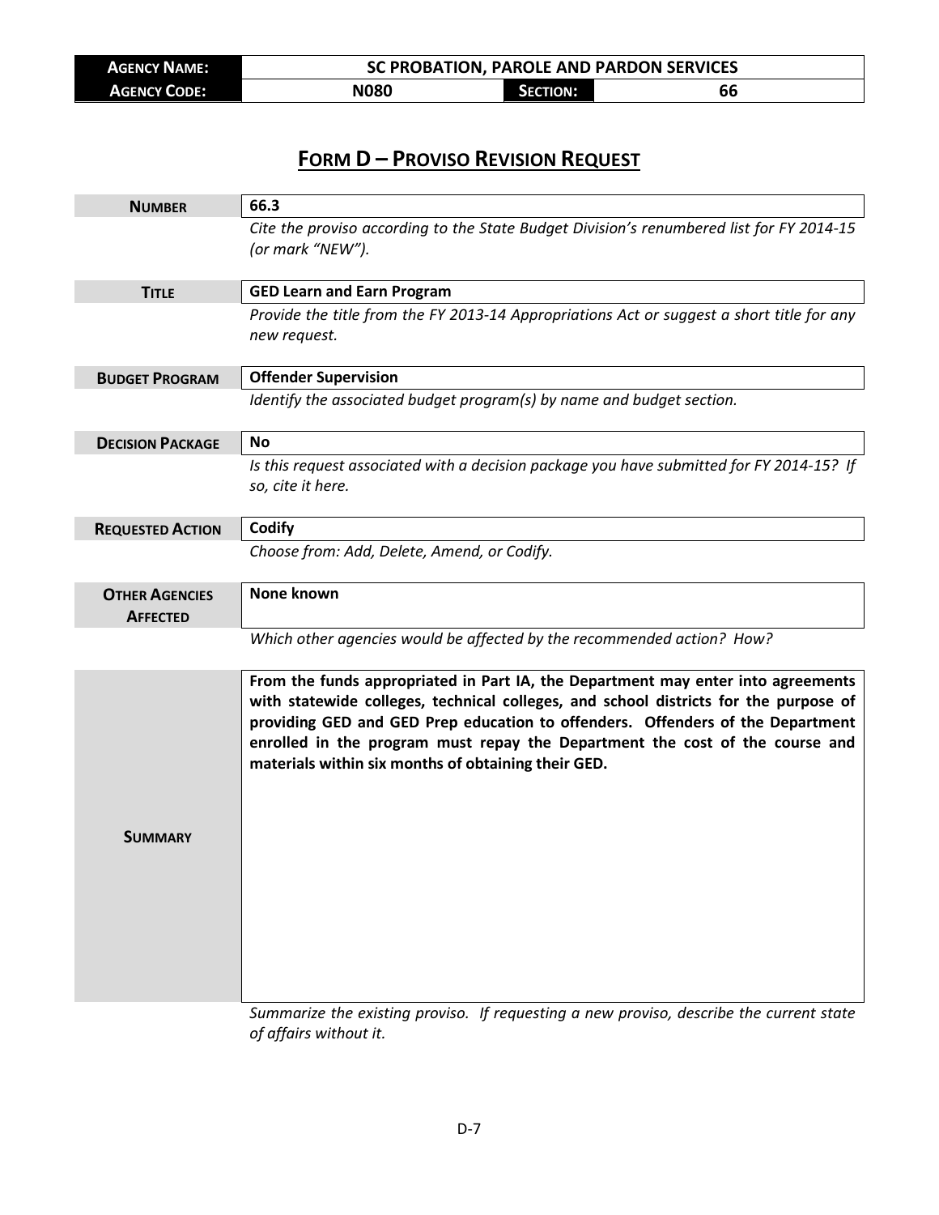| **Agency Name:** | SC PROBATION, PAROLE AND PARDON SERVICES | | |
|---|---|---|---|
| **Agency Code:** | N080 | **Section:** | 66 |

# Form D – Proviso Revision Request

| | |
|---|---|
| **Number** | 66.3 |
| | *Cite the proviso according to the State Budget Division's renumbered list for FY 2014-15 (or mark "NEW").* |
| **Title** | GED Learn and Earn Program |
| | *Provide the title from the FY 2013-14 Appropriations Act or suggest a short title for any new request.* |
| **Budget Program** | Offender Supervision |
| | *Identify the associated budget program(s) by name and budget section.* |
| **Decision Package** | No |
| | *Is this request associated with a decision package you have submitted for FY 2014-15? If so, cite it here.* |
| **Requested Action** | Codify |
| | *Choose from: Add, Delete, Amend, or Codify.* |
| **Other Agencies Affected** | None known |
| | *Which other agencies would be affected by the recommended action? How?* |
| **Summary** | **From the funds appropriated in Part IA, the Department may enter into agreements with statewide colleges, technical colleges, and school districts for the purpose of providing GED and GED Prep education to offenders. Offenders of the Department enrolled in the program must repay the Department the cost of the course and materials within six months of obtaining their GED.** |
| | *Summarize the existing proviso. If requesting a new proviso, describe the current state of affairs without it.* |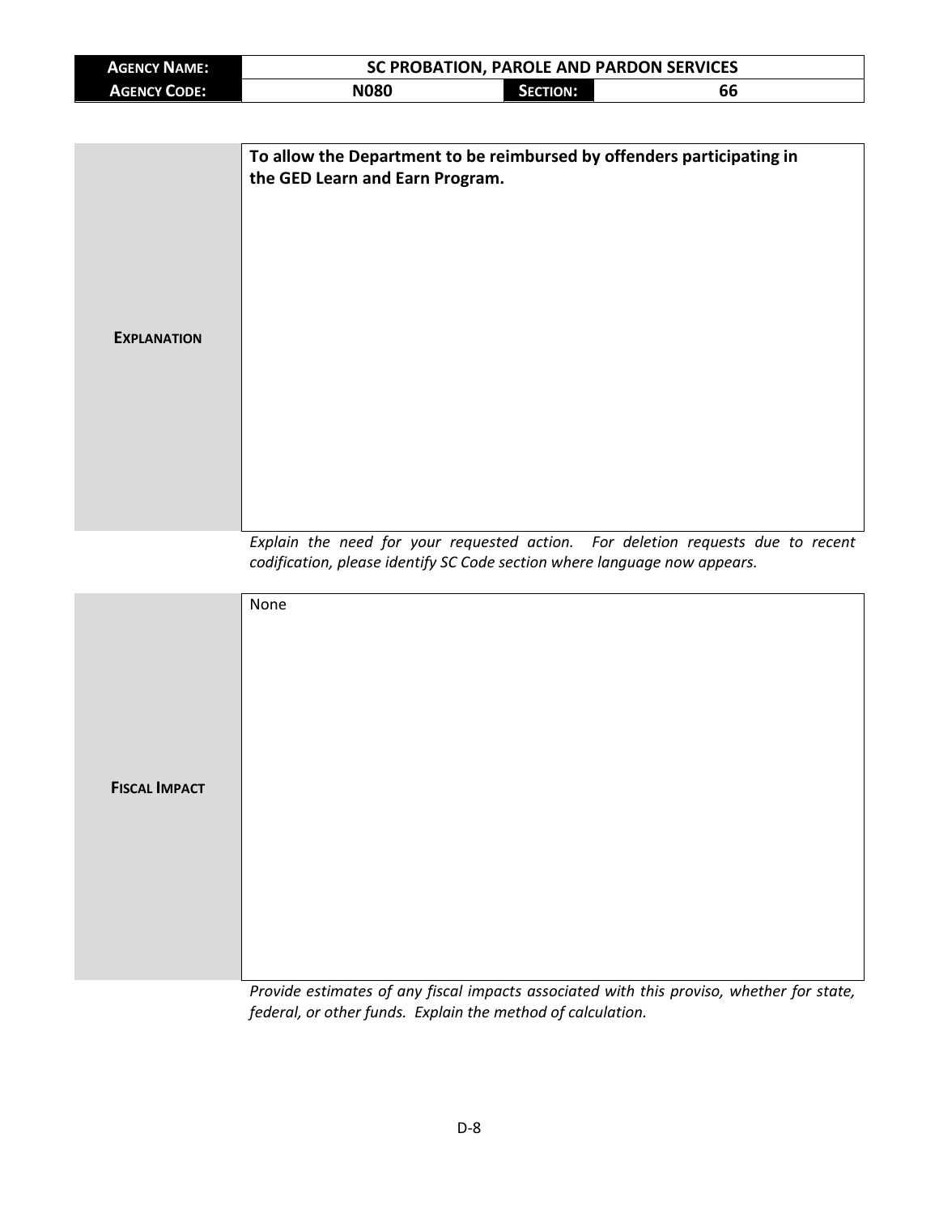| **AGENCY NAME:** | SC PROBATION, PAROLE AND PARDON SERVICES | | |
|---|---|---|---|
| **AGENCY CODE:** | N080 | **SECTION:** | 66 |

| | |
|---|---|
| **EXPLANATION** | **To allow the Department to be reimbursed by offenders participating in the GED Learn and Earn Program.** |

*Explain the need for your requested action. For deletion requests due to recent codification, please identify SC Code section where language now appears.*

| | |
|---|---|
| **FISCAL IMPACT** | None |

*Provide estimates of any fiscal impacts associated with this proviso, whether for state, federal, or other funds. Explain the method of calculation.*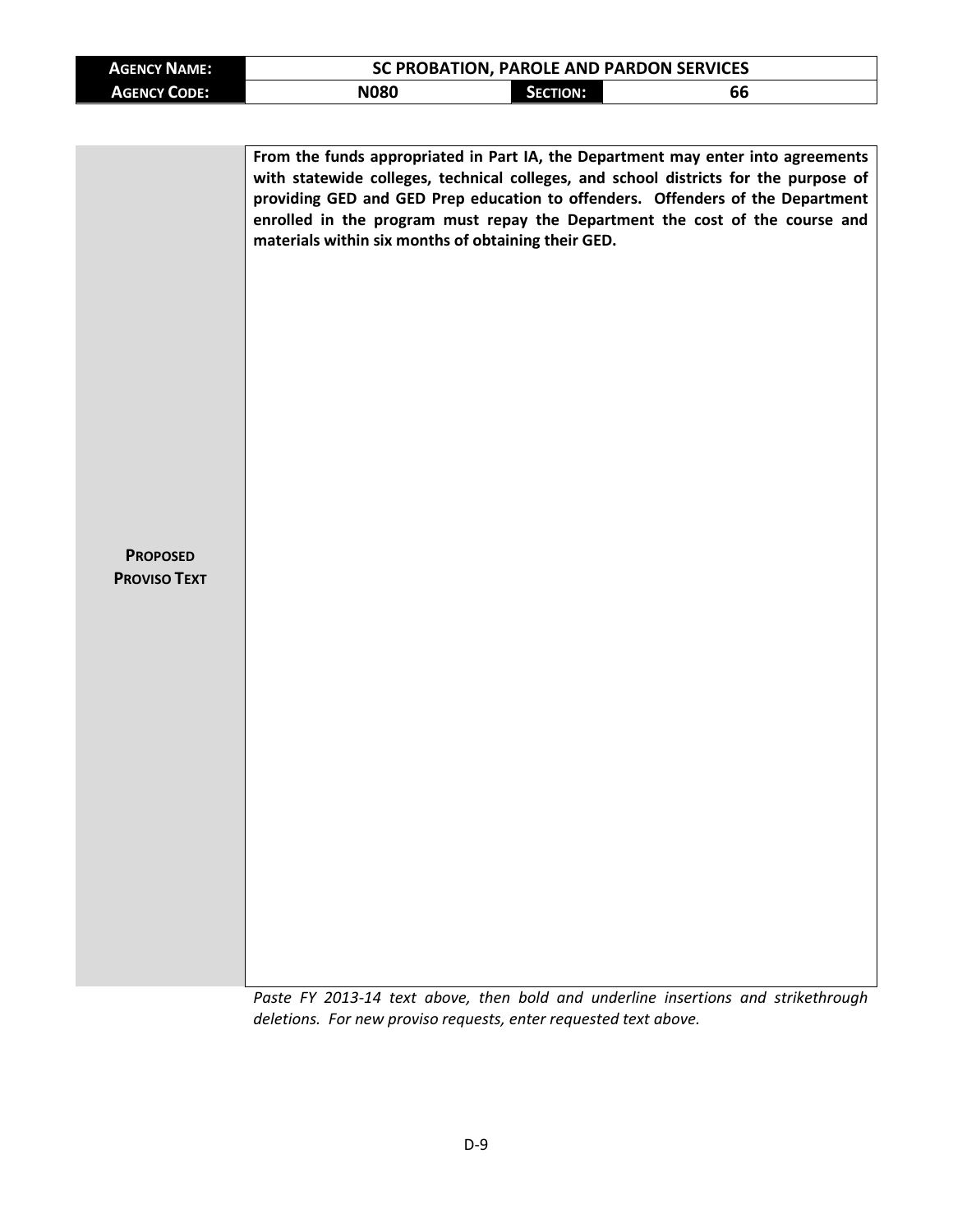| **Agency Name:** | **SC Probation, Parole and Pardon Services** | | |
|---|---|---|---|
| **Agency Code:** | **N080** | **Section:** | **66** |

| | |
|---|---|
| **Proposed Proviso Text** | **From the funds appropriated in Part IA, the Department may enter into agreements with statewide colleges, technical colleges, and school districts for the purpose of providing GED and GED Prep education to offenders. Offenders of the Department enrolled in the program must repay the Department the cost of the course and materials within six months of obtaining their GED.** |

*Paste FY 2013-14 text above, then bold and underline insertions and strikethrough deletions. For new proviso requests, enter requested text above.*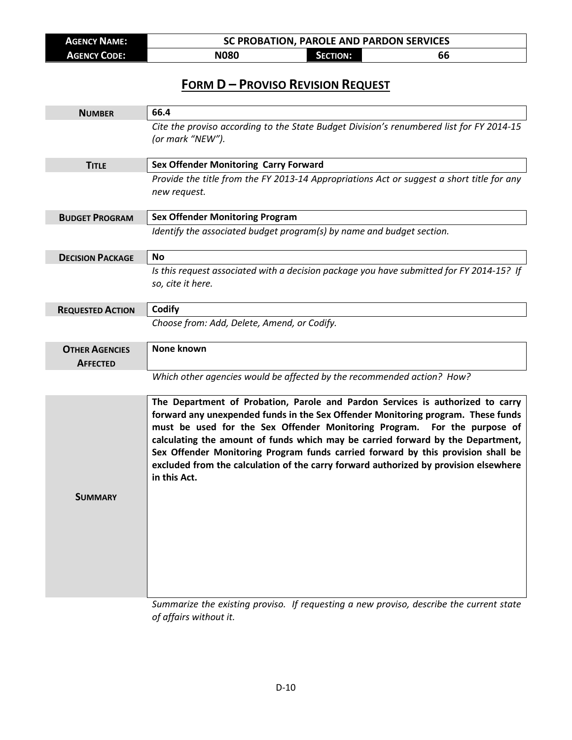| **Agency Name:** | **SC Probation, Parole and Pardon Services** | | |
|---|---|---|---|
| **Agency Code:** | **N080** | **Section:** | **66** |

# **Form D – Proviso Revision Request**

| | |
|---|---|
| **Number** | **66.4** |
| | *Cite the proviso according to the State Budget Division's renumbered list for FY 2014-15 (or mark "NEW").* |
| **Title** | **Sex Offender Monitoring Carry Forward** |
| | *Provide the title from the FY 2013-14 Appropriations Act or suggest a short title for any new request.* |
| **Budget Program** | **Sex Offender Monitoring Program** |
| | *Identify the associated budget program(s) by name and budget section.* |
| **Decision Package** | **No** |
| | *Is this request associated with a decision package you have submitted for FY 2014-15? If so, cite it here.* |
| **Requested Action** | **Codify** |
| | *Choose from: Add, Delete, Amend, or Codify.* |
| **Other Agencies Affected** | **None known** |
| | *Which other agencies would be affected by the recommended action? How?* |
| **Summary** | **The Department of Probation, Parole and Pardon Services is authorized to carry forward any unexpended funds in the Sex Offender Monitoring program. These funds must be used for the Sex Offender Monitoring Program. For the purpose of calculating the amount of funds which may be carried forward by the Department, Sex Offender Monitoring Program funds carried forward by this provision shall be excluded from the calculation of the carry forward authorized by provision elsewhere in this Act.** |
| | *Summarize the existing proviso. If requesting a new proviso, describe the current state of affairs without it.* |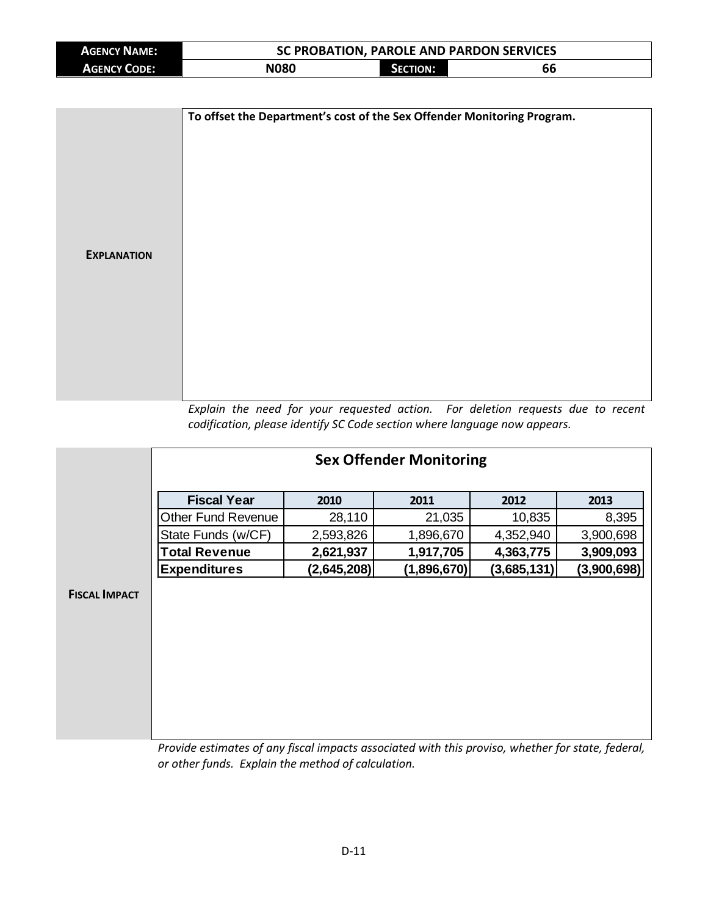| **AGENCY NAME:** | **SC PROBATION, PAROLE AND PARDON SERVICES** | | |
|---|---|---|---|
| **AGENCY CODE:** | **N080** | **SECTION:** | **66** |

**EXPLANATION**

**To offset the Department's cost of the Sex Offender Monitoring Program.**

*Explain the need for your requested action. For deletion requests due to recent codification, please identify SC Code section where language now appears.*

**FISCAL IMPACT**

## Sex Offender Monitoring

| **Fiscal Year** | **2010** | **2011** | **2012** | **2013** |
|---|---|---|---|---|
| Other Fund Revenue | 28,110 | 21,035 | 10,835 | 8,395 |
| State Funds (w/CF) | 2,593,826 | 1,896,670 | 4,352,940 | 3,900,698 |
| **Total Revenue** | **2,621,937** | **1,917,705** | **4,363,775** | **3,909,093** |
| **Expenditures** | **(2,645,208)** | **(1,896,670)** | **(3,685,131)** | **(3,900,698)** |

*Provide estimates of any fiscal impacts associated with this proviso, whether for state, federal, or other funds. Explain the method of calculation.*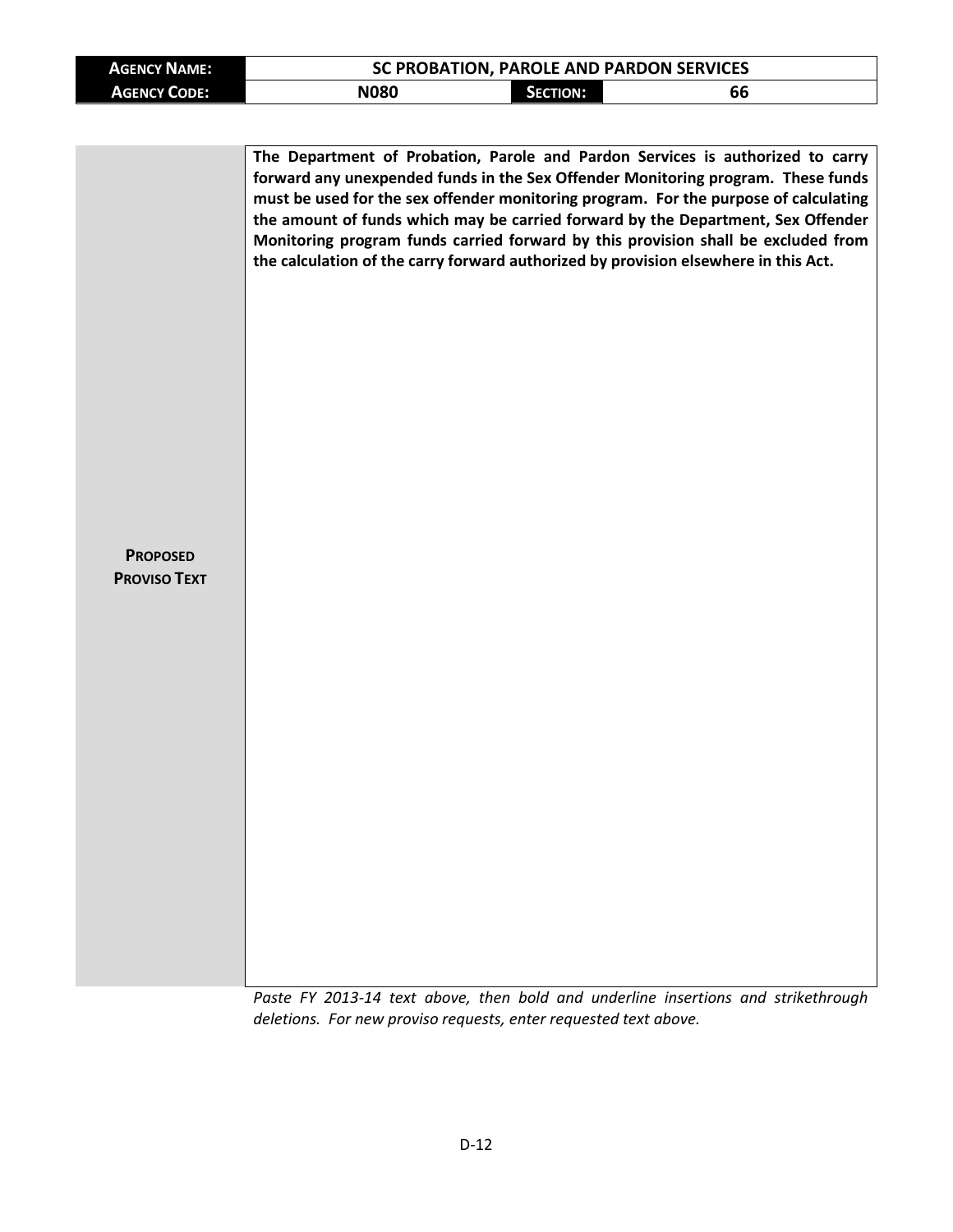| **AGENCY NAME:** | **SC PROBATION, PAROLE AND PARDON SERVICES** | | |
|---|---|---|---|
| **AGENCY CODE:** | **N080** | **SECTION:** | **66** |

| | |
|---|---|
| **PROPOSED PROVISO TEXT** | **The Department of Probation, Parole and Pardon Services is authorized to carry forward any unexpended funds in the Sex Offender Monitoring program. These funds must be used for the sex offender monitoring program. For the purpose of calculating the amount of funds which may be carried forward by the Department, Sex Offender Monitoring program funds carried forward by this provision shall be excluded from the calculation of the carry forward authorized by provision elsewhere in this Act.** |

*Paste FY 2013-14 text above, then bold and underline insertions and strikethrough deletions. For new proviso requests, enter requested text above.*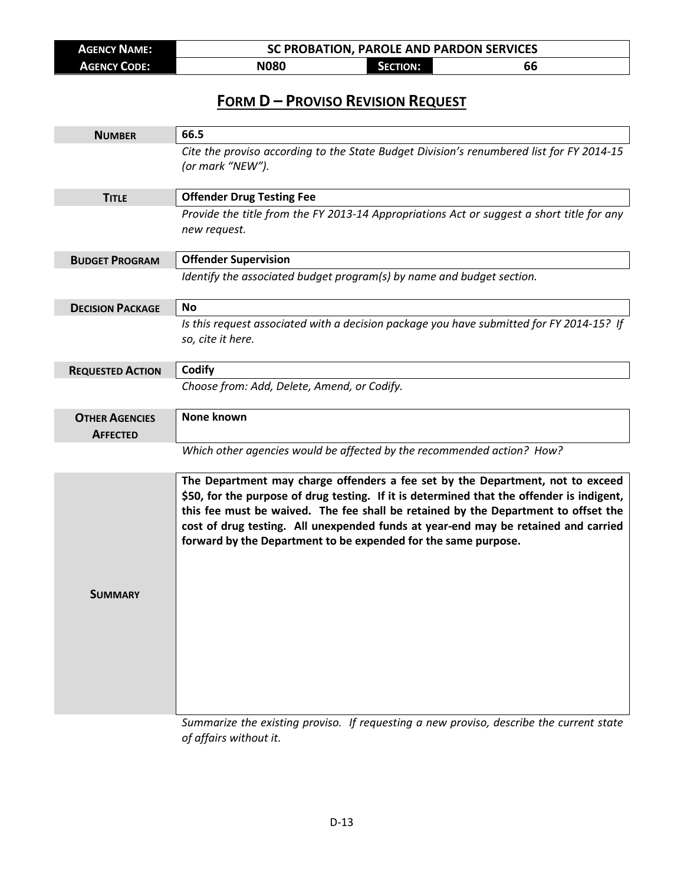| **Agency Name:** | **SC Probation, Parole and Pardon Services** | | |
|---|---|---|---|
| **Agency Code:** | **N080** | **Section:** | **66** |

## **Form D – Proviso Revision Request**

| | |
|---|---|
| **Number** | **66.5** |
| | *Cite the proviso according to the State Budget Division's renumbered list for FY 2014-15 (or mark "NEW").* |
| **Title** | **Offender Drug Testing Fee** |
| | *Provide the title from the FY 2013-14 Appropriations Act or suggest a short title for any new request.* |
| **Budget Program** | **Offender Supervision** |
| | *Identify the associated budget program(s) by name and budget section.* |
| **Decision Package** | **No** |
| | *Is this request associated with a decision package you have submitted for FY 2014-15? If so, cite it here.* |
| **Requested Action** | **Codify** |
| | *Choose from: Add, Delete, Amend, or Codify.* |
| **Other Agencies Affected** | **None known** |
| | *Which other agencies would be affected by the recommended action? How?* |
| **Summary** | **The Department may charge offenders a fee set by the Department, not to exceed $50, for the purpose of drug testing. If it is determined that the offender is indigent, this fee must be waived. The fee shall be retained by the Department to offset the cost of drug testing. All unexpended funds at year-end may be retained and carried forward by the Department to be expended for the same purpose.** |
| | *Summarize the existing proviso. If requesting a new proviso, describe the current state of affairs without it.* |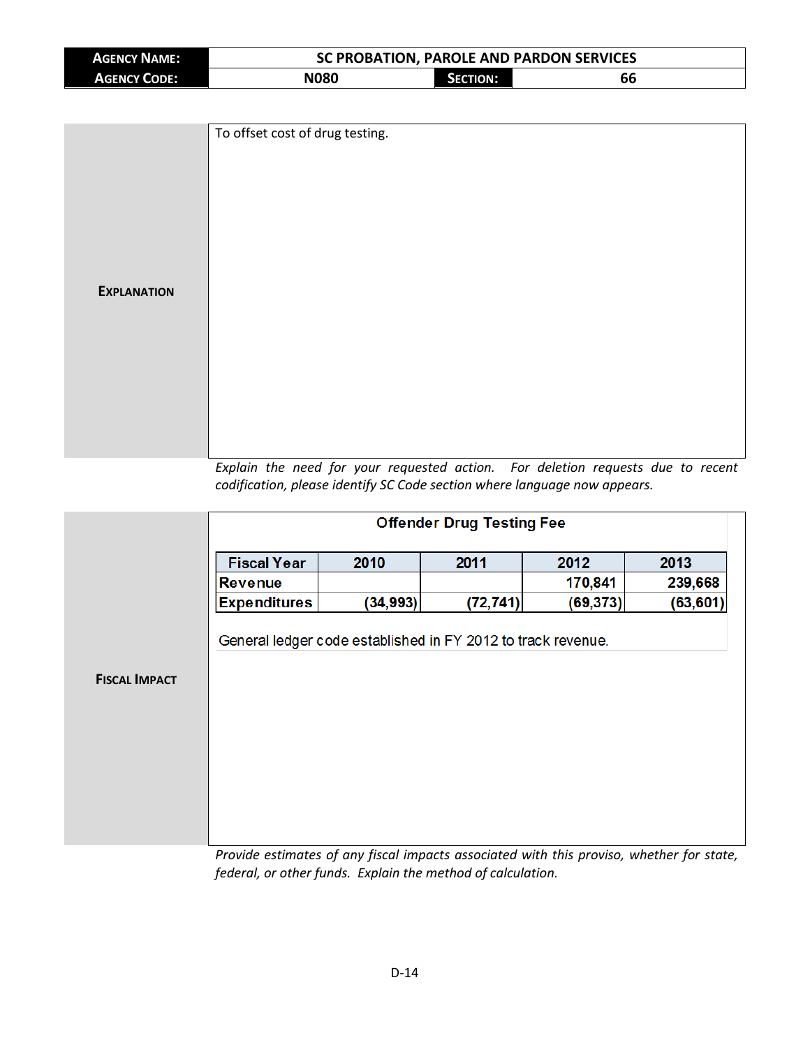| **AGENCY NAME:** | **SC PROBATION, PAROLE AND PARDON SERVICES** | | |
|---|---|---|---|
| **AGENCY CODE:** | **N080** | **SECTION:** | **66** |

**EXPLANATION**

To offset cost of drug testing.

*Explain the need for your requested action. For deletion requests due to recent codification, please identify SC Code section where language now appears.*

**FISCAL IMPACT**

**Offender Drug Testing Fee**

| Fiscal Year | 2010 | 2011 | 2012 | 2013 |
|---|---|---|---|---|
| Revenue | | | 170,841 | 239,668 |
| Expenditures | (34,993) | (72,741) | (69,373) | (63,601) |

General ledger code established in FY 2012 to track revenue.

*Provide estimates of any fiscal impacts associated with this proviso, whether for state, federal, or other funds. Explain the method of calculation.*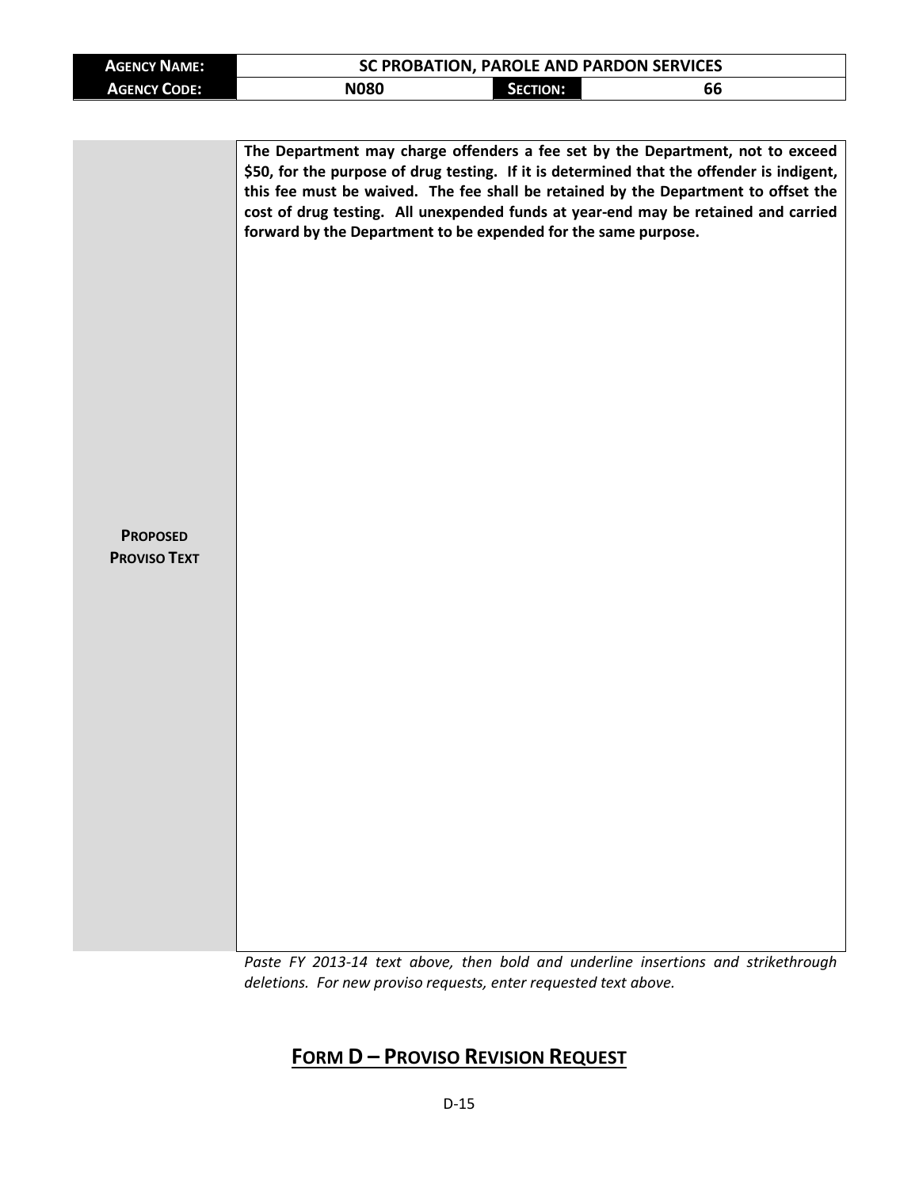| AGENCY NAME: | SC PROBATION, PAROLE AND PARDON SERVICES | | |
|---|---|---|---|
| AGENCY CODE: | N080 | SECTION: | 66 |

| | |
|---|---|
| **PROPOSED PROVISO TEXT** | **The Department may charge offenders a fee set by the Department, not to exceed $50, for the purpose of drug testing. If it is determined that the offender is indigent, this fee must be waived. The fee shall be retained by the Department to offset the cost of drug testing. All unexpended funds at year-end may be retained and carried forward by the Department to be expended for the same purpose.** |

*Paste FY 2013-14 text above, then bold and underline insertions and strikethrough deletions. For new proviso requests, enter requested text above.*

## FORM D – PROVISO REVISION REQUEST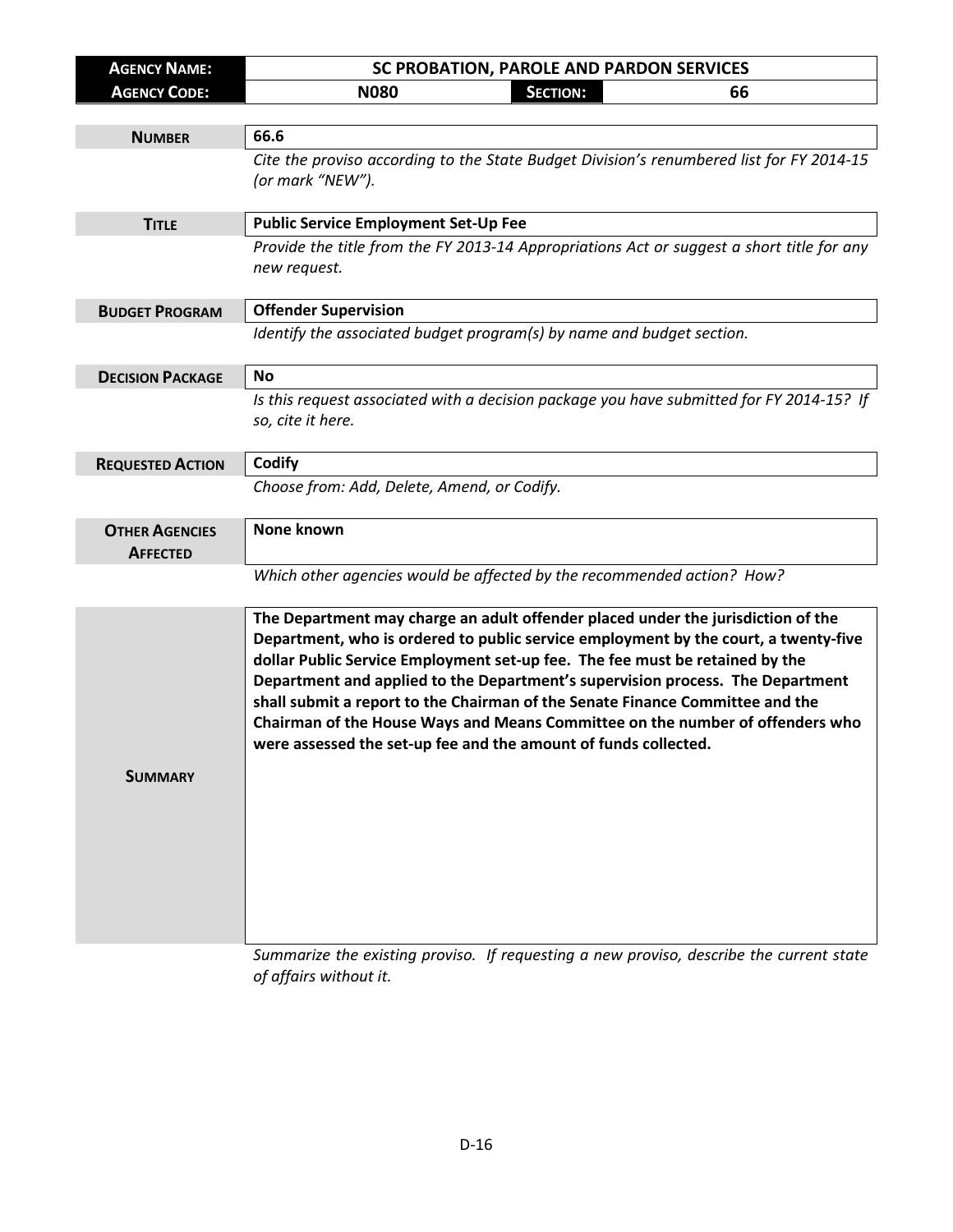| **AGENCY NAME:** | **SC PROBATION, PAROLE AND PARDON SERVICES** | | |
|---|---|---|---|
| **AGENCY CODE:** | **N080** | **SECTION:** | **66** |

| | |
|---|---|
| **NUMBER** | **66.6** |
| | *Cite the proviso according to the State Budget Division's renumbered list for FY 2014-15 (or mark "NEW").* |
| **TITLE** | **Public Service Employment Set-Up Fee** |
| | *Provide the title from the FY 2013-14 Appropriations Act or suggest a short title for any new request.* |
| **BUDGET PROGRAM** | **Offender Supervision** |
| | *Identify the associated budget program(s) by name and budget section.* |
| **DECISION PACKAGE** | **No** |
| | *Is this request associated with a decision package you have submitted for FY 2014-15? If so, cite it here.* |
| **REQUESTED ACTION** | **Codify** |
| | *Choose from: Add, Delete, Amend, or Codify.* |
| **OTHER AGENCIES AFFECTED** | **None known** |
| | *Which other agencies would be affected by the recommended action? How?* |
| **SUMMARY** | **The Department may charge an adult offender placed under the jurisdiction of the Department, who is ordered to public service employment by the court, a twenty-five dollar Public Service Employment set-up fee. The fee must be retained by the Department and applied to the Department's supervision process. The Department shall submit a report to the Chairman of the Senate Finance Committee and the Chairman of the House Ways and Means Committee on the number of offenders who were assessed the set-up fee and the amount of funds collected.** |
| | *Summarize the existing proviso. If requesting a new proviso, describe the current state of affairs without it.* |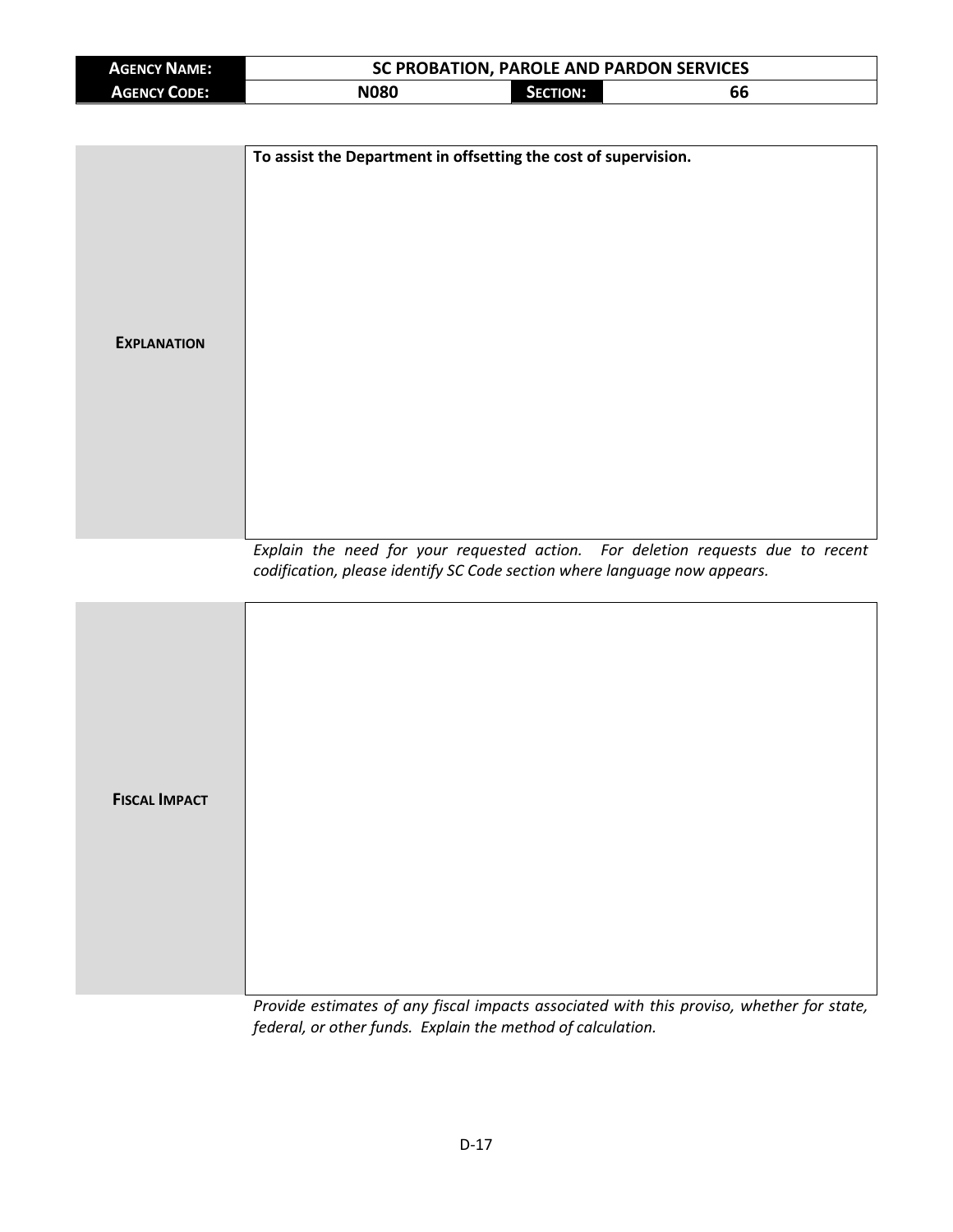| **Agency Name:** | SC PROBATION, PAROLE AND PARDON SERVICES | | |
|---|---|---|---|
| **Agency Code:** | N080 | **Section:** | 66 |

| | |
|---|---|
| **Explanation** | **To assist the Department in offsetting the cost of supervision.** |

*Explain the need for your requested action. For deletion requests due to recent codification, please identify SC Code section where language now appears.*

| | |
|---|---|
| **Fiscal Impact** | |

*Provide estimates of any fiscal impacts associated with this proviso, whether for state, federal, or other funds. Explain the method of calculation.*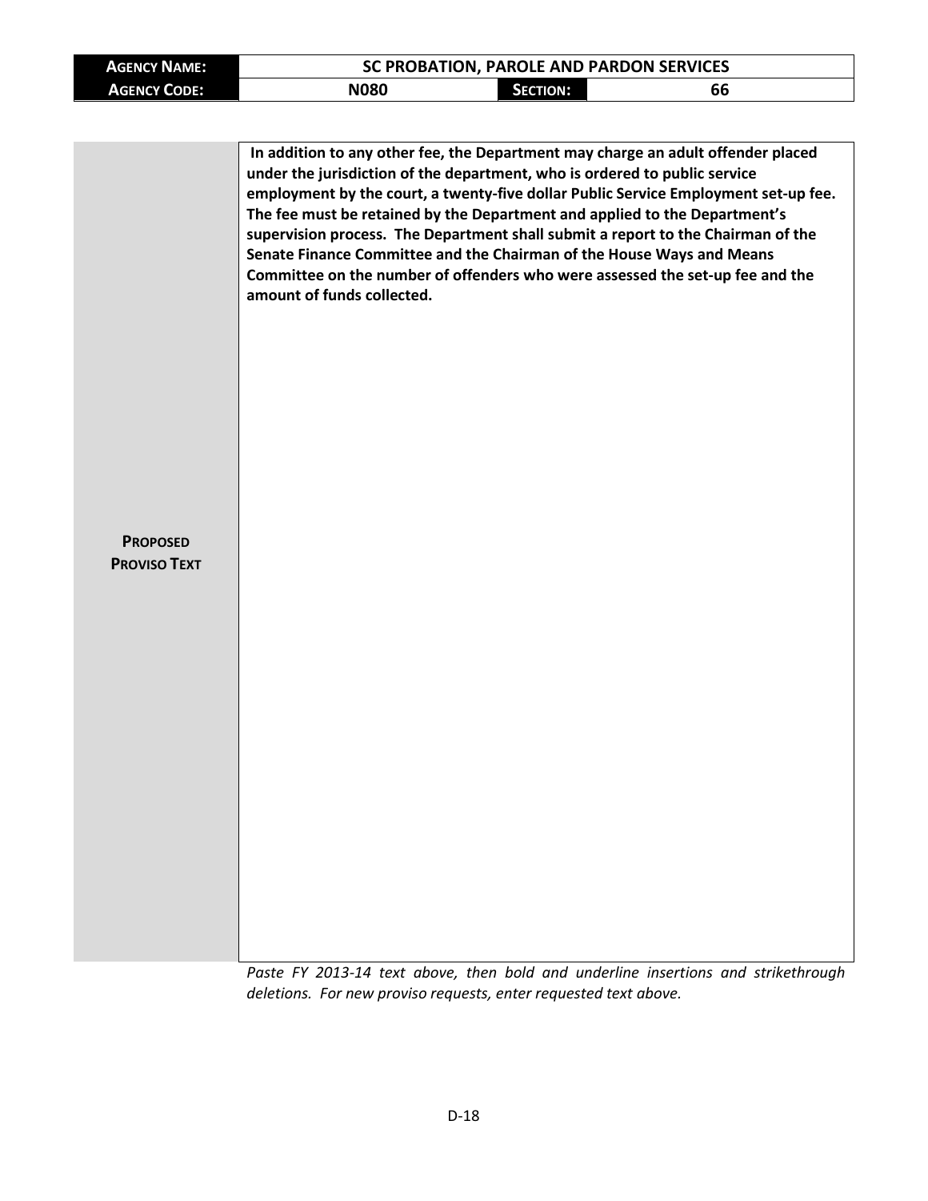| **Agency Name:** | **SC PROBATION, PAROLE AND PARDON SERVICES** | | |
|---|---|---|---|
| **Agency Code:** | **N080** | **Section:** | **66** |

| | |
|---|---|
| **Proposed Proviso Text** | **In addition to any other fee, the Department may charge an adult offender placed under the jurisdiction of the department, who is ordered to public service employment by the court, a twenty-five dollar Public Service Employment set-up fee. The fee must be retained by the Department and applied to the Department's supervision process. The Department shall submit a report to the Chairman of the Senate Finance Committee and the Chairman of the House Ways and Means Committee on the number of offenders who were assessed the set-up fee and the amount of funds collected.** |

*Paste FY 2013-14 text above, then bold and underline insertions and strikethrough deletions. For new proviso requests, enter requested text above.*